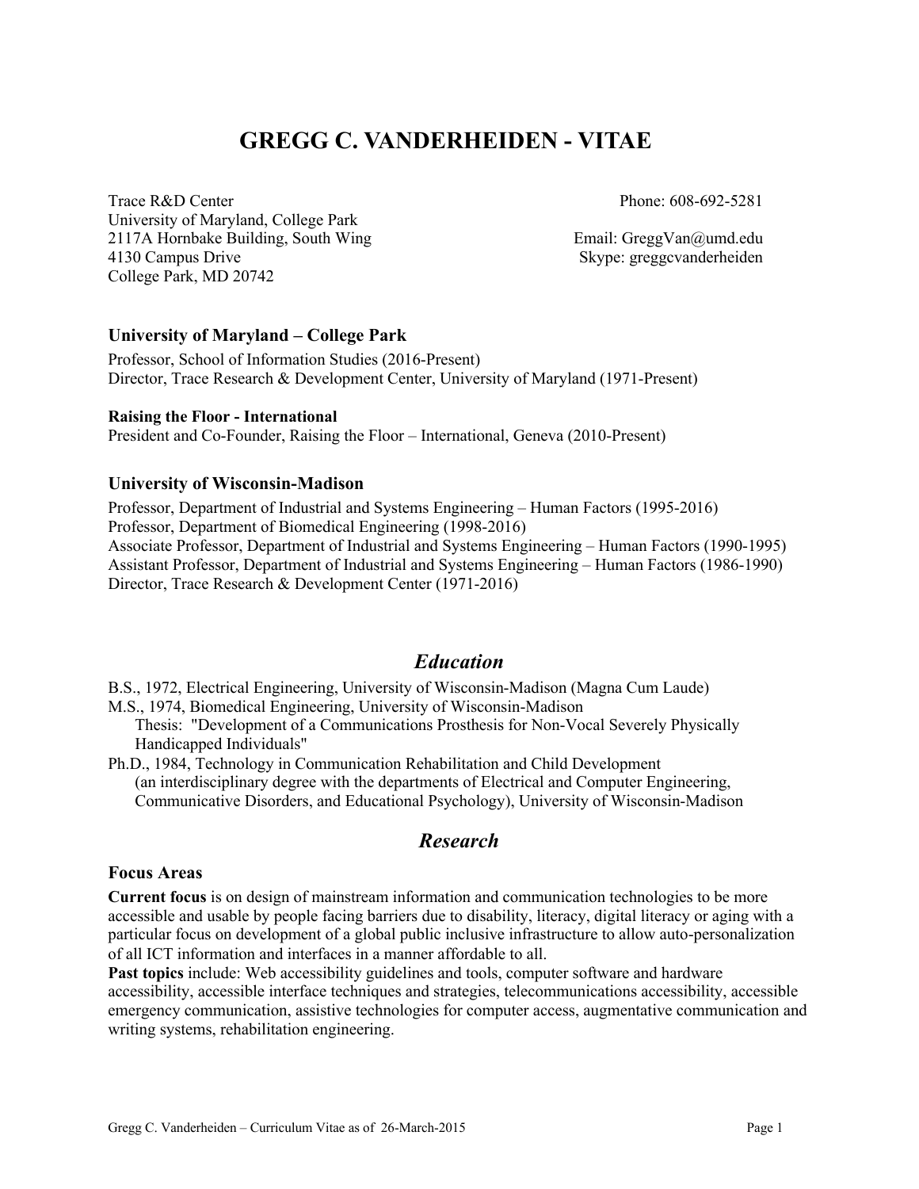# GREGG C. VANDERHEIDEN - VITAE

Trace R&D Center
University of Maryland, College Park
2117A Hornbake Building, South Wing
4130 Campus Drive
College Park, MD 20742

Phone: 608-692-5281

Email: GreggVan@umd.edu
Skype: greggcvanderheiden

### University of Maryland – College Park

Professor, School of Information Studies (2016-Present)
Director, Trace Research & Development Center, University of Maryland (1971-Present)

**Raising the Floor - International**
President and Co-Founder, Raising the Floor – International, Geneva (2010-Present)

### University of Wisconsin-Madison

Professor, Department of Industrial and Systems Engineering – Human Factors (1995-2016)
Professor, Department of Biomedical Engineering (1998-2016)
Associate Professor, Department of Industrial and Systems Engineering – Human Factors (1990-1995)
Assistant Professor, Department of Industrial and Systems Engineering – Human Factors (1986-1990)
Director, Trace Research & Development Center (1971-2016)

## *Education*

B.S., 1972, Electrical Engineering, University of Wisconsin-Madison (Magna Cum Laude)
M.S., 1974, Biomedical Engineering, University of Wisconsin-Madison
  Thesis: "Development of a Communications Prosthesis for Non-Vocal Severely Physically Handicapped Individuals"
Ph.D., 1984, Technology in Communication Rehabilitation and Child Development
  (an interdisciplinary degree with the departments of Electrical and Computer Engineering, Communicative Disorders, and Educational Psychology), University of Wisconsin-Madison

## *Research*

### Focus Areas

**Current focus** is on design of mainstream information and communication technologies to be more accessible and usable by people facing barriers due to disability, literacy, digital literacy or aging with a particular focus on development of a global public inclusive infrastructure to allow auto-personalization of all ICT information and interfaces in a manner affordable to all.
**Past topics** include: Web accessibility guidelines and tools, computer software and hardware accessibility, accessible interface techniques and strategies, telecommunications accessibility, accessible emergency communication, assistive technologies for computer access, augmentative communication and writing systems, rehabilitation engineering.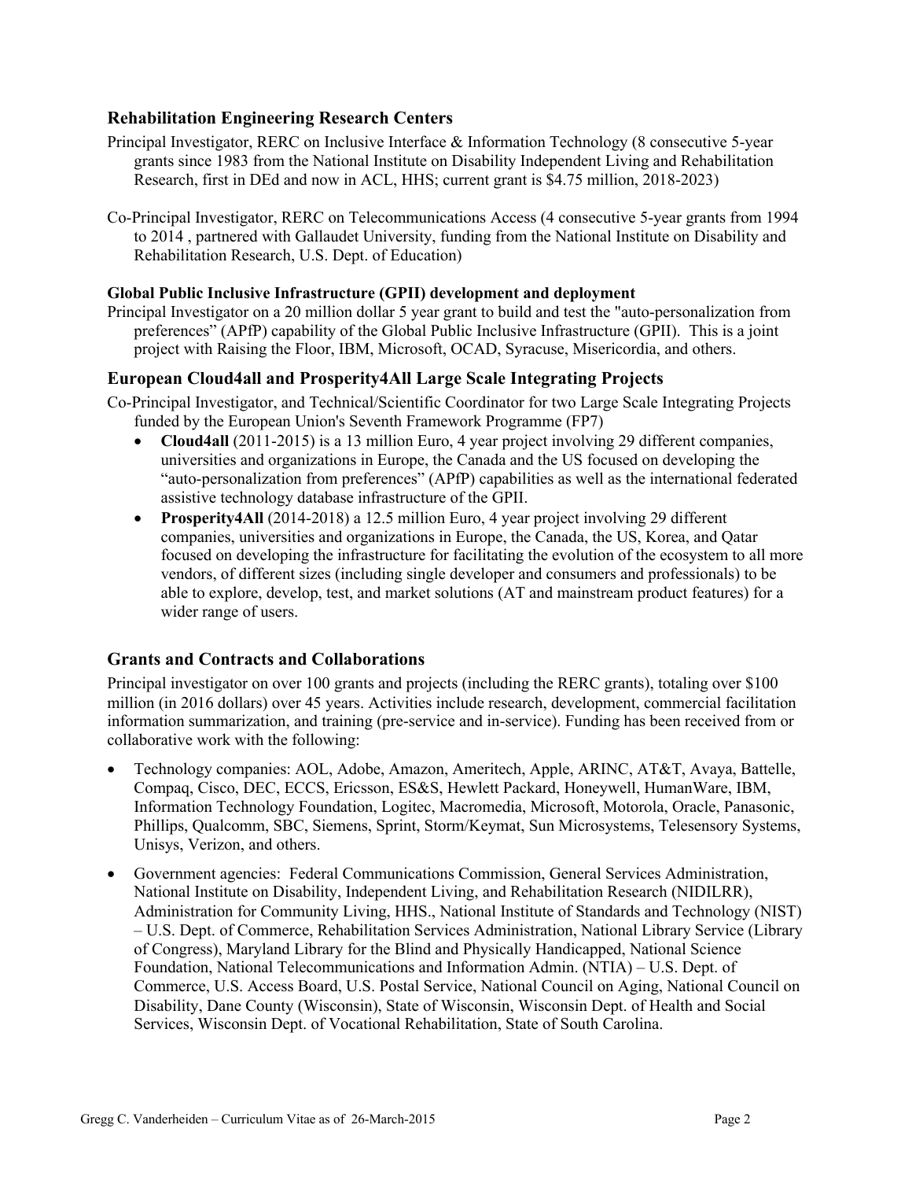## Rehabilitation Engineering Research Centers

Principal Investigator, RERC on Inclusive Interface & Information Technology (8 consecutive 5-year grants since 1983 from the National Institute on Disability Independent Living and Rehabilitation Research, first in DEd and now in ACL, HHS; current grant is $4.75 million, 2018-2023)

Co-Principal Investigator, RERC on Telecommunications Access (4 consecutive 5-year grants from 1994 to 2014 , partnered with Gallaudet University, funding from the National Institute on Disability and Rehabilitation Research, U.S. Dept. of Education)

### Global Public Inclusive Infrastructure (GPII) development and deployment

Principal Investigator on a 20 million dollar 5 year grant to build and test the "auto-personalization from preferences" (APfP) capability of the Global Public Inclusive Infrastructure (GPII). This is a joint project with Raising the Floor, IBM, Microsoft, OCAD, Syracuse, Misericordia, and others.

## European Cloud4all and Prosperity4All Large Scale Integrating Projects

Co-Principal Investigator, and Technical/Scientific Coordinator for two Large Scale Integrating Projects funded by the European Union's Seventh Framework Programme (FP7)

- **Cloud4all** (2011-2015) is a 13 million Euro, 4 year project involving 29 different companies, universities and organizations in Europe, the Canada and the US focused on developing the "auto-personalization from preferences" (APfP) capabilities as well as the international federated assistive technology database infrastructure of the GPII.
- **Prosperity4All** (2014-2018) a 12.5 million Euro, 4 year project involving 29 different companies, universities and organizations in Europe, the Canada, the US, Korea, and Qatar focused on developing the infrastructure for facilitating the evolution of the ecosystem to all more vendors, of different sizes (including single developer and consumers and professionals) to be able to explore, develop, test, and market solutions (AT and mainstream product features) for a wider range of users.

## Grants and Contracts and Collaborations

Principal investigator on over 100 grants and projects (including the RERC grants), totaling over $100 million (in 2016 dollars) over 45 years. Activities include research, development, commercial facilitation information summarization, and training (pre-service and in-service). Funding has been received from or collaborative work with the following:

- Technology companies: AOL, Adobe, Amazon, Ameritech, Apple, ARINC, AT&T, Avaya, Battelle, Compaq, Cisco, DEC, ECCS, Ericsson, ES&S, Hewlett Packard, Honeywell, HumanWare, IBM, Information Technology Foundation, Logitec, Macromedia, Microsoft, Motorola, Oracle, Panasonic, Phillips, Qualcomm, SBC, Siemens, Sprint, Storm/Keymat, Sun Microsystems, Telesensory Systems, Unisys, Verizon, and others.
- Government agencies: Federal Communications Commission, General Services Administration, National Institute on Disability, Independent Living, and Rehabilitation Research (NIDILRR), Administration for Community Living, HHS., National Institute of Standards and Technology (NIST) – U.S. Dept. of Commerce, Rehabilitation Services Administration, National Library Service (Library of Congress), Maryland Library for the Blind and Physically Handicapped, National Science Foundation, National Telecommunications and Information Admin. (NTIA) – U.S. Dept. of Commerce, U.S. Access Board, U.S. Postal Service, National Council on Aging, National Council on Disability, Dane County (Wisconsin), State of Wisconsin, Wisconsin Dept. of Health and Social Services, Wisconsin Dept. of Vocational Rehabilitation, State of South Carolina.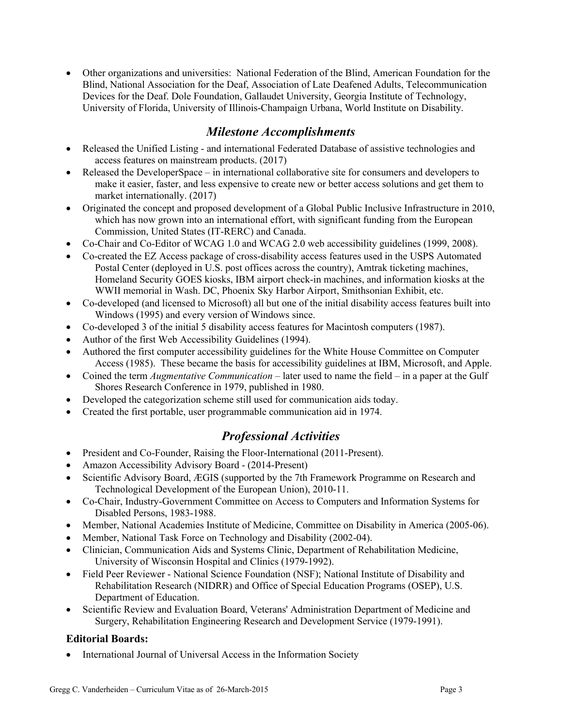- Other organizations and universities: National Federation of the Blind, American Foundation for the Blind, National Association for the Deaf, Association of Late Deafened Adults, Telecommunication Devices for the Deaf. Dole Foundation, Gallaudet University, Georgia Institute of Technology, University of Florida, University of Illinois-Champaign Urbana, World Institute on Disability.

## *Milestone Accomplishments*

- Released the Unified Listing - and international Federated Database of assistive technologies and access features on mainstream products. (2017)
- Released the DeveloperSpace – in international collaborative site for consumers and developers to make it easier, faster, and less expensive to create new or better access solutions and get them to market internationally. (2017)
- Originated the concept and proposed development of a Global Public Inclusive Infrastructure in 2010, which has now grown into an international effort, with significant funding from the European Commission, United States (IT-RERC) and Canada.
- Co-Chair and Co-Editor of WCAG 1.0 and WCAG 2.0 web accessibility guidelines (1999, 2008).
- Co-created the EZ Access package of cross-disability access features used in the USPS Automated Postal Center (deployed in U.S. post offices across the country), Amtrak ticketing machines, Homeland Security GOES kiosks, IBM airport check-in machines, and information kiosks at the WWII memorial in Wash. DC, Phoenix Sky Harbor Airport, Smithsonian Exhibit, etc.
- Co-developed (and licensed to Microsoft) all but one of the initial disability access features built into Windows (1995) and every version of Windows since.
- Co-developed 3 of the initial 5 disability access features for Macintosh computers (1987).
- Author of the first Web Accessibility Guidelines (1994).
- Authored the first computer accessibility guidelines for the White House Committee on Computer Access (1985). These became the basis for accessibility guidelines at IBM, Microsoft, and Apple.
- Coined the term *Augmentative Communication* – later used to name the field – in a paper at the Gulf Shores Research Conference in 1979, published in 1980.
- Developed the categorization scheme still used for communication aids today.
- Created the first portable, user programmable communication aid in 1974.

## *Professional Activities*

- President and Co-Founder, Raising the Floor-International (2011-Present).
- Amazon Accessibility Advisory Board - (2014-Present)
- Scientific Advisory Board, ÆGIS (supported by the 7th Framework Programme on Research and Technological Development of the European Union), 2010-11.
- Co-Chair, Industry-Government Committee on Access to Computers and Information Systems for Disabled Persons, 1983-1988.
- Member, National Academies Institute of Medicine, Committee on Disability in America (2005-06).
- Member, National Task Force on Technology and Disability (2002-04).
- Clinician, Communication Aids and Systems Clinic, Department of Rehabilitation Medicine, University of Wisconsin Hospital and Clinics (1979-1992).
- Field Peer Reviewer - National Science Foundation (NSF); National Institute of Disability and Rehabilitation Research (NIDRR) and Office of Special Education Programs (OSEP), U.S. Department of Education.
- Scientific Review and Evaluation Board, Veterans' Administration Department of Medicine and Surgery, Rehabilitation Engineering Research and Development Service (1979-1991).

### Editorial Boards:

- International Journal of Universal Access in the Information Society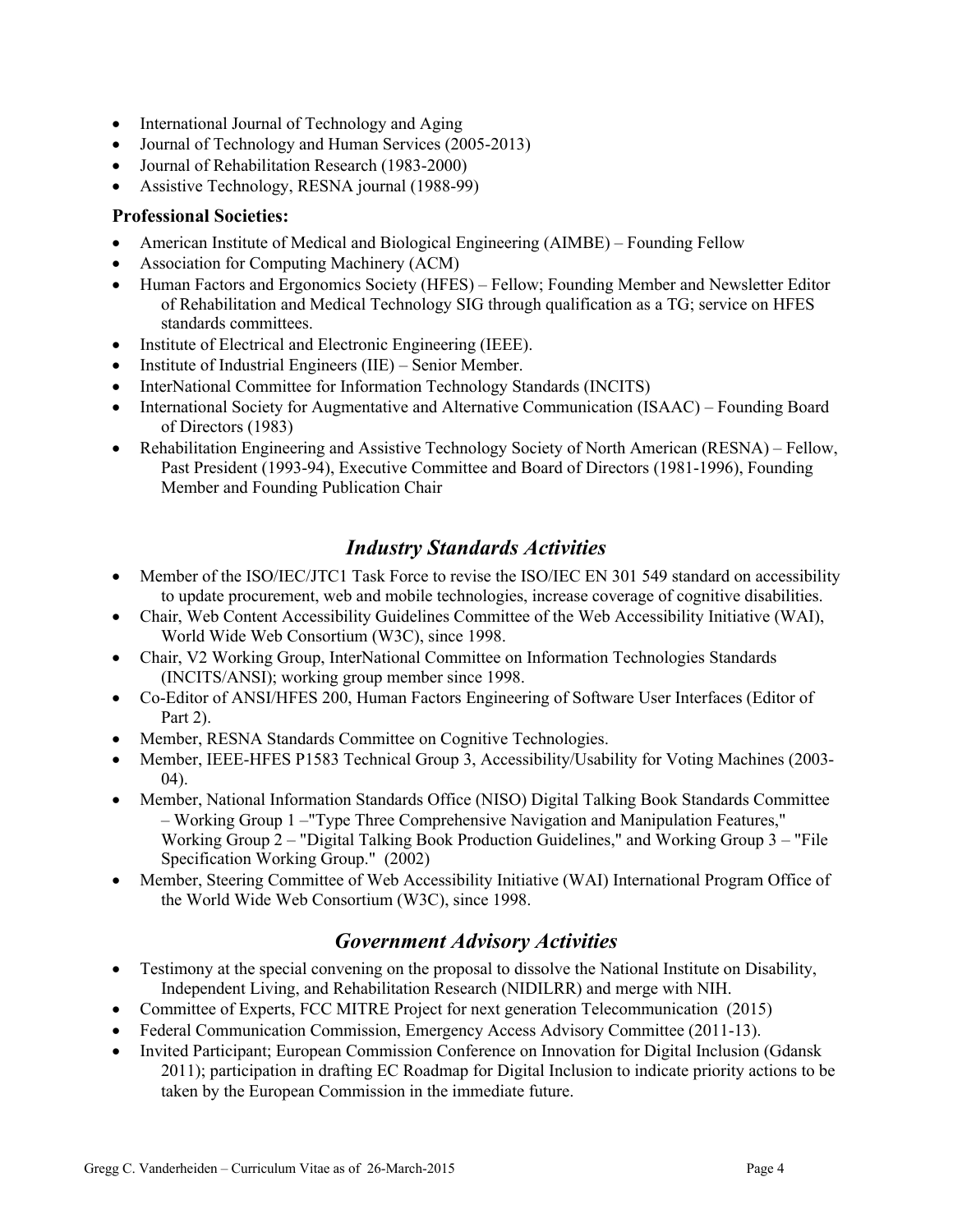- International Journal of Technology and Aging
- Journal of Technology and Human Services (2005-2013)
- Journal of Rehabilitation Research (1983-2000)
- Assistive Technology, RESNA journal (1988-99)

**Professional Societies:**

- American Institute of Medical and Biological Engineering (AIMBE) – Founding Fellow
- Association for Computing Machinery (ACM)
- Human Factors and Ergonomics Society (HFES) – Fellow; Founding Member and Newsletter Editor of Rehabilitation and Medical Technology SIG through qualification as a TG; service on HFES standards committees.
- Institute of Electrical and Electronic Engineering (IEEE).
- Institute of Industrial Engineers (IIE) – Senior Member.
- InterNational Committee for Information Technology Standards (INCITS)
- International Society for Augmentative and Alternative Communication (ISAAC) – Founding Board of Directors (1983)
- Rehabilitation Engineering and Assistive Technology Society of North American (RESNA) – Fellow, Past President (1993-94), Executive Committee and Board of Directors (1981-1996), Founding Member and Founding Publication Chair

## *Industry Standards Activities*

- Member of the ISO/IEC/JTC1 Task Force to revise the ISO/IEC EN 301 549 standard on accessibility to update procurement, web and mobile technologies, increase coverage of cognitive disabilities.
- Chair, Web Content Accessibility Guidelines Committee of the Web Accessibility Initiative (WAI), World Wide Web Consortium (W3C), since 1998.
- Chair, V2 Working Group, InterNational Committee on Information Technologies Standards (INCITS/ANSI); working group member since 1998.
- Co-Editor of ANSI/HFES 200, Human Factors Engineering of Software User Interfaces (Editor of Part 2).
- Member, RESNA Standards Committee on Cognitive Technologies.
- Member, IEEE-HFES P1583 Technical Group 3, Accessibility/Usability for Voting Machines (2003-04).
- Member, National Information Standards Office (NISO) Digital Talking Book Standards Committee – Working Group 1 –"Type Three Comprehensive Navigation and Manipulation Features," Working Group 2 – "Digital Talking Book Production Guidelines," and Working Group 3 – "File Specification Working Group." (2002)
- Member, Steering Committee of Web Accessibility Initiative (WAI) International Program Office of the World Wide Web Consortium (W3C), since 1998.

## *Government Advisory Activities*

- Testimony at the special convening on the proposal to dissolve the National Institute on Disability, Independent Living, and Rehabilitation Research (NIDILRR) and merge with NIH.
- Committee of Experts, FCC MITRE Project for next generation Telecommunication (2015)
- Federal Communication Commission, Emergency Access Advisory Committee (2011-13).
- Invited Participant; European Commission Conference on Innovation for Digital Inclusion (Gdansk 2011); participation in drafting EC Roadmap for Digital Inclusion to indicate priority actions to be taken by the European Commission in the immediate future.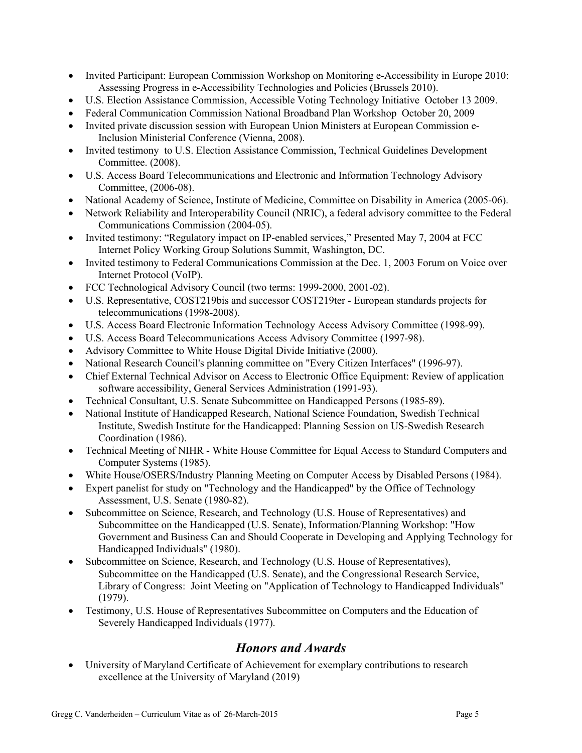- Invited Participant: European Commission Workshop on Monitoring e-Accessibility in Europe 2010: Assessing Progress in e-Accessibility Technologies and Policies (Brussels 2010).
- U.S. Election Assistance Commission, Accessible Voting Technology Initiative October 13 2009.
- Federal Communication Commission National Broadband Plan Workshop October 20, 2009
- Invited private discussion session with European Union Ministers at European Commission e-Inclusion Ministerial Conference (Vienna, 2008).
- Invited testimony to U.S. Election Assistance Commission, Technical Guidelines Development Committee. (2008).
- U.S. Access Board Telecommunications and Electronic and Information Technology Advisory Committee, (2006-08).
- National Academy of Science, Institute of Medicine, Committee on Disability in America (2005-06).
- Network Reliability and Interoperability Council (NRIC), a federal advisory committee to the Federal Communications Commission (2004-05).
- Invited testimony: "Regulatory impact on IP-enabled services," Presented May 7, 2004 at FCC Internet Policy Working Group Solutions Summit, Washington, DC.
- Invited testimony to Federal Communications Commission at the Dec. 1, 2003 Forum on Voice over Internet Protocol (VoIP).
- FCC Technological Advisory Council (two terms: 1999-2000, 2001-02).
- U.S. Representative, COST219bis and successor COST219ter - European standards projects for telecommunications (1998-2008).
- U.S. Access Board Electronic Information Technology Access Advisory Committee (1998-99).
- U.S. Access Board Telecommunications Access Advisory Committee (1997-98).
- Advisory Committee to White House Digital Divide Initiative (2000).
- National Research Council's planning committee on "Every Citizen Interfaces" (1996-97).
- Chief External Technical Advisor on Access to Electronic Office Equipment: Review of application software accessibility, General Services Administration (1991-93).
- Technical Consultant, U.S. Senate Subcommittee on Handicapped Persons (1985-89).
- National Institute of Handicapped Research, National Science Foundation, Swedish Technical Institute, Swedish Institute for the Handicapped: Planning Session on US-Swedish Research Coordination (1986).
- Technical Meeting of NIHR - White House Committee for Equal Access to Standard Computers and Computer Systems (1985).
- White House/OSERS/Industry Planning Meeting on Computer Access by Disabled Persons (1984).
- Expert panelist for study on "Technology and the Handicapped" by the Office of Technology Assessment, U.S. Senate (1980-82).
- Subcommittee on Science, Research, and Technology (U.S. House of Representatives) and Subcommittee on the Handicapped (U.S. Senate), Information/Planning Workshop: "How Government and Business Can and Should Cooperate in Developing and Applying Technology for Handicapped Individuals" (1980).
- Subcommittee on Science, Research, and Technology (U.S. House of Representatives), Subcommittee on the Handicapped (U.S. Senate), and the Congressional Research Service, Library of Congress: Joint Meeting on "Application of Technology to Handicapped Individuals" (1979).
- Testimony, U.S. House of Representatives Subcommittee on Computers and the Education of Severely Handicapped Individuals (1977).

## *Honors and Awards*

- University of Maryland Certificate of Achievement for exemplary contributions to research excellence at the University of Maryland (2019)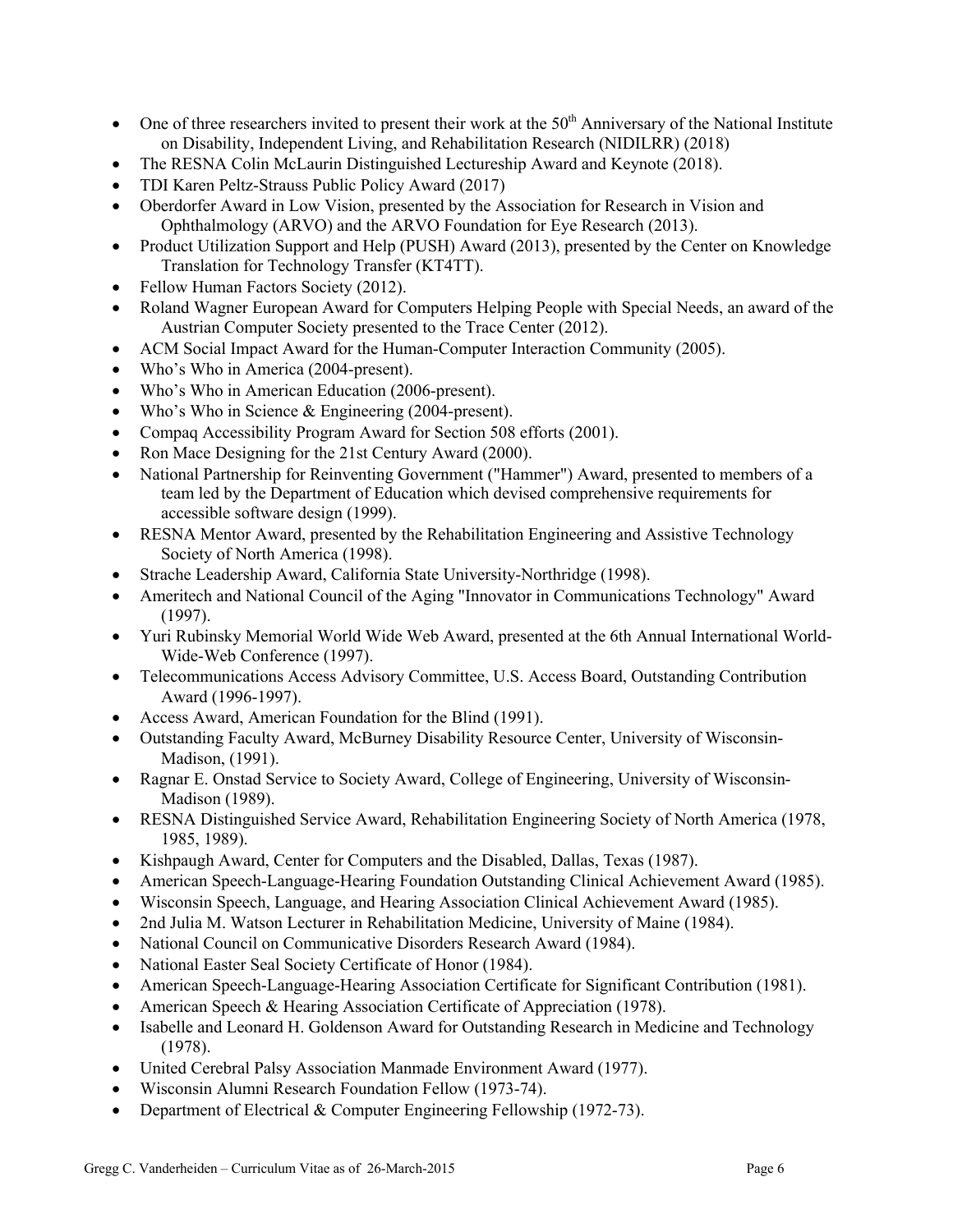- One of three researchers invited to present their work at the 50th Anniversary of the National Institute on Disability, Independent Living, and Rehabilitation Research (NIDILRR) (2018)
- The RESNA Colin McLaurin Distinguished Lectureship Award and Keynote (2018).
- TDI Karen Peltz-Strauss Public Policy Award (2017)
- Oberdorfer Award in Low Vision, presented by the Association for Research in Vision and Ophthalmology (ARVO) and the ARVO Foundation for Eye Research (2013).
- Product Utilization Support and Help (PUSH) Award (2013), presented by the Center on Knowledge Translation for Technology Transfer (KT4TT).
- Fellow Human Factors Society (2012).
- Roland Wagner European Award for Computers Helping People with Special Needs, an award of the Austrian Computer Society presented to the Trace Center (2012).
- ACM Social Impact Award for the Human-Computer Interaction Community (2005).
- Who's Who in America (2004-present).
- Who's Who in American Education (2006-present).
- Who's Who in Science & Engineering (2004-present).
- Compaq Accessibility Program Award for Section 508 efforts (2001).
- Ron Mace Designing for the 21st Century Award (2000).
- National Partnership for Reinventing Government ("Hammer") Award, presented to members of a team led by the Department of Education which devised comprehensive requirements for accessible software design (1999).
- RESNA Mentor Award, presented by the Rehabilitation Engineering and Assistive Technology Society of North America (1998).
- Strache Leadership Award, California State University-Northridge (1998).
- Ameritech and National Council of the Aging "Innovator in Communications Technology" Award (1997).
- Yuri Rubinsky Memorial World Wide Web Award, presented at the 6th Annual International World-Wide-Web Conference (1997).
- Telecommunications Access Advisory Committee, U.S. Access Board, Outstanding Contribution Award (1996-1997).
- Access Award, American Foundation for the Blind (1991).
- Outstanding Faculty Award, McBurney Disability Resource Center, University of Wisconsin-Madison, (1991).
- Ragnar E. Onstad Service to Society Award, College of Engineering, University of Wisconsin-Madison (1989).
- RESNA Distinguished Service Award, Rehabilitation Engineering Society of North America (1978, 1985, 1989).
- Kishpaugh Award, Center for Computers and the Disabled, Dallas, Texas (1987).
- American Speech-Language-Hearing Foundation Outstanding Clinical Achievement Award (1985).
- Wisconsin Speech, Language, and Hearing Association Clinical Achievement Award (1985).
- 2nd Julia M. Watson Lecturer in Rehabilitation Medicine, University of Maine (1984).
- National Council on Communicative Disorders Research Award (1984).
- National Easter Seal Society Certificate of Honor (1984).
- American Speech-Language-Hearing Association Certificate for Significant Contribution (1981).
- American Speech & Hearing Association Certificate of Appreciation (1978).
- Isabelle and Leonard H. Goldenson Award for Outstanding Research in Medicine and Technology (1978).
- United Cerebral Palsy Association Manmade Environment Award (1977).
- Wisconsin Alumni Research Foundation Fellow (1973-74).
- Department of Electrical & Computer Engineering Fellowship (1972-73).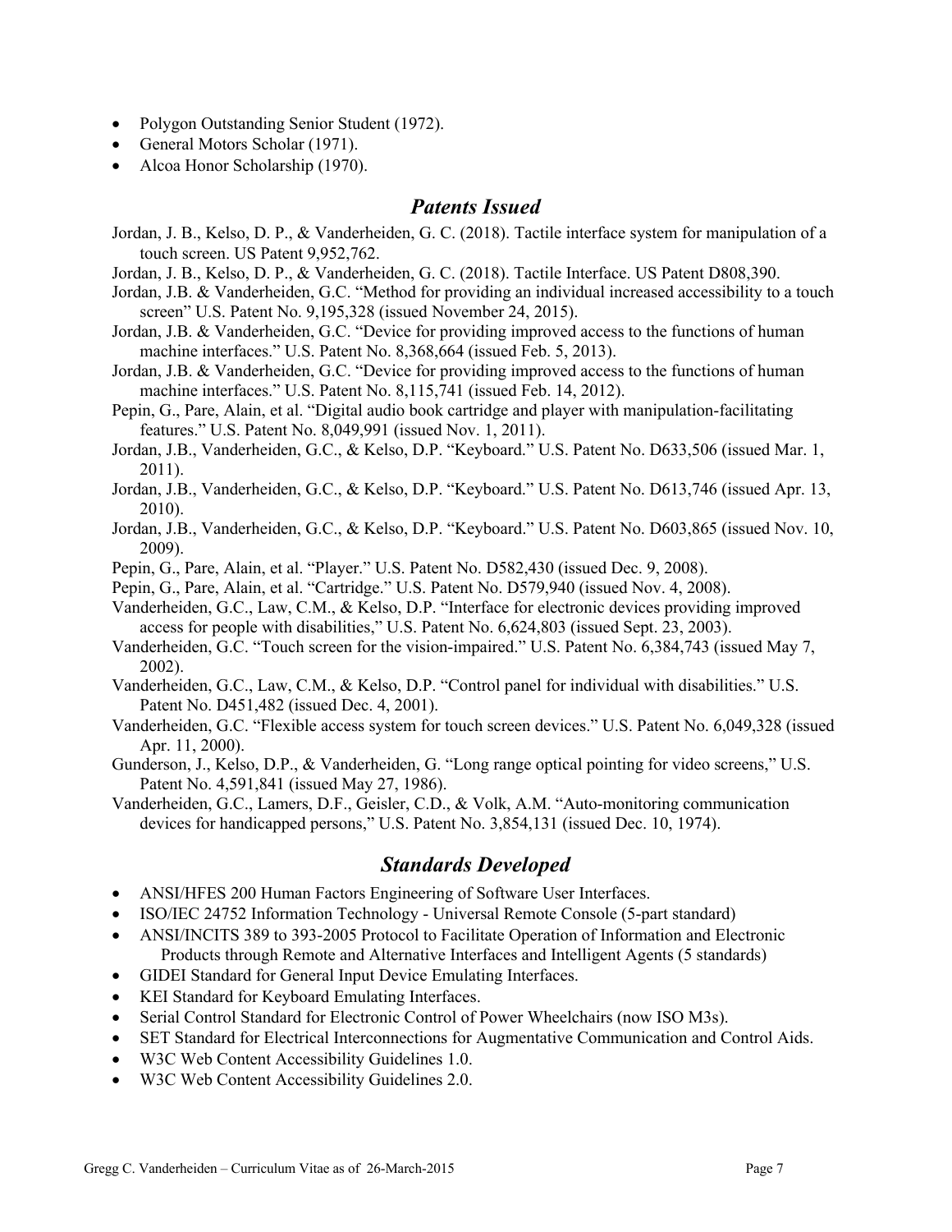- Polygon Outstanding Senior Student (1972).
- General Motors Scholar (1971).
- Alcoa Honor Scholarship (1970).

## *Patents Issued*

Jordan, J. B., Kelso, D. P., & Vanderheiden, G. C. (2018). Tactile interface system for manipulation of a touch screen. US Patent 9,952,762.

Jordan, J. B., Kelso, D. P., & Vanderheiden, G. C. (2018). Tactile Interface. US Patent D808,390.

Jordan, J.B. & Vanderheiden, G.C. "Method for providing an individual increased accessibility to a touch screen" U.S. Patent No. 9,195,328 (issued November 24, 2015).

Jordan, J.B. & Vanderheiden, G.C. "Device for providing improved access to the functions of human machine interfaces." U.S. Patent No. 8,368,664 (issued Feb. 5, 2013).

Jordan, J.B. & Vanderheiden, G.C. "Device for providing improved access to the functions of human machine interfaces." U.S. Patent No. 8,115,741 (issued Feb. 14, 2012).

Pepin, G., Pare, Alain, et al. "Digital audio book cartridge and player with manipulation-facilitating features." U.S. Patent No. 8,049,991 (issued Nov. 1, 2011).

Jordan, J.B., Vanderheiden, G.C., & Kelso, D.P. "Keyboard." U.S. Patent No. D633,506 (issued Mar. 1, 2011).

Jordan, J.B., Vanderheiden, G.C., & Kelso, D.P. "Keyboard." U.S. Patent No. D613,746 (issued Apr. 13, 2010).

Jordan, J.B., Vanderheiden, G.C., & Kelso, D.P. "Keyboard." U.S. Patent No. D603,865 (issued Nov. 10, 2009).

Pepin, G., Pare, Alain, et al. "Player." U.S. Patent No. D582,430 (issued Dec. 9, 2008).

Pepin, G., Pare, Alain, et al. "Cartridge." U.S. Patent No. D579,940 (issued Nov. 4, 2008).

Vanderheiden, G.C., Law, C.M., & Kelso, D.P. "Interface for electronic devices providing improved access for people with disabilities," U.S. Patent No. 6,624,803 (issued Sept. 23, 2003).

Vanderheiden, G.C. "Touch screen for the vision-impaired." U.S. Patent No. 6,384,743 (issued May 7, 2002).

Vanderheiden, G.C., Law, C.M., & Kelso, D.P. "Control panel for individual with disabilities." U.S. Patent No. D451,482 (issued Dec. 4, 2001).

Vanderheiden, G.C. "Flexible access system for touch screen devices." U.S. Patent No. 6,049,328 (issued Apr. 11, 2000).

Gunderson, J., Kelso, D.P., & Vanderheiden, G. "Long range optical pointing for video screens," U.S. Patent No. 4,591,841 (issued May 27, 1986).

Vanderheiden, G.C., Lamers, D.F., Geisler, C.D., & Volk, A.M. "Auto-monitoring communication devices for handicapped persons," U.S. Patent No. 3,854,131 (issued Dec. 10, 1974).

## *Standards Developed*

- ANSI/HFES 200 Human Factors Engineering of Software User Interfaces.
- ISO/IEC 24752 Information Technology - Universal Remote Console (5-part standard)
- ANSI/INCITS 389 to 393-2005 Protocol to Facilitate Operation of Information and Electronic Products through Remote and Alternative Interfaces and Intelligent Agents (5 standards)
- GIDEI Standard for General Input Device Emulating Interfaces.
- KEI Standard for Keyboard Emulating Interfaces.
- Serial Control Standard for Electronic Control of Power Wheelchairs (now ISO M3s).
- SET Standard for Electrical Interconnections for Augmentative Communication and Control Aids.
- W3C Web Content Accessibility Guidelines 1.0.
- W3C Web Content Accessibility Guidelines 2.0.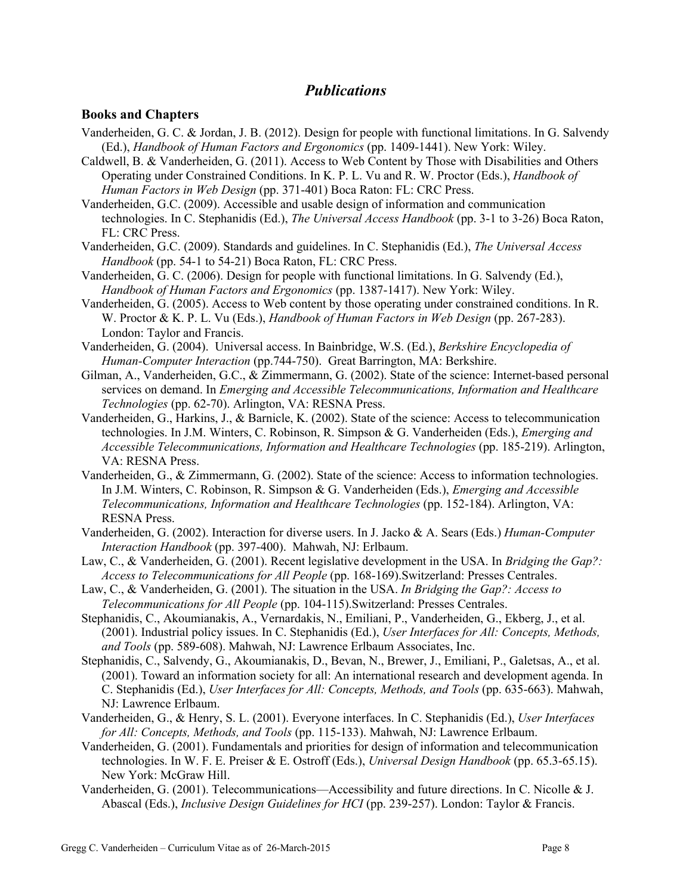## *Publications*

### Books and Chapters

Vanderheiden, G. C. & Jordan, J. B. (2012). Design for people with functional limitations. In G. Salvendy (Ed.), *Handbook of Human Factors and Ergonomics* (pp. 1409-1441). New York: Wiley.

Caldwell, B. & Vanderheiden, G. (2011). Access to Web Content by Those with Disabilities and Others Operating under Constrained Conditions. In K. P. L. Vu and R. W. Proctor (Eds.), *Handbook of Human Factors in Web Design* (pp. 371-401) Boca Raton: FL: CRC Press.

Vanderheiden, G.C. (2009). Accessible and usable design of information and communication technologies. In C. Stephanidis (Ed.), *The Universal Access Handbook* (pp. 3-1 to 3-26) Boca Raton, FL: CRC Press.

Vanderheiden, G.C. (2009). Standards and guidelines. In C. Stephanidis (Ed.), *The Universal Access Handbook* (pp. 54-1 to 54-21) Boca Raton, FL: CRC Press.

Vanderheiden, G. C. (2006). Design for people with functional limitations. In G. Salvendy (Ed.), *Handbook of Human Factors and Ergonomics* (pp. 1387-1417). New York: Wiley.

Vanderheiden, G. (2005). Access to Web content by those operating under constrained conditions. In R. W. Proctor & K. P. L. Vu (Eds.), *Handbook of Human Factors in Web Design* (pp. 267-283). London: Taylor and Francis.

Vanderheiden, G. (2004). Universal access. In Bainbridge, W.S. (Ed.), *Berkshire Encyclopedia of Human-Computer Interaction* (pp.744-750). Great Barrington, MA: Berkshire.

Gilman, A., Vanderheiden, G.C., & Zimmermann, G. (2002). State of the science: Internet-based personal services on demand. In *Emerging and Accessible Telecommunications, Information and Healthcare Technologies* (pp. 62-70). Arlington, VA: RESNA Press.

Vanderheiden, G., Harkins, J., & Barnicle, K. (2002). State of the science: Access to telecommunication technologies. In J.M. Winters, C. Robinson, R. Simpson & G. Vanderheiden (Eds.), *Emerging and Accessible Telecommunications, Information and Healthcare Technologies* (pp. 185-219). Arlington, VA: RESNA Press.

Vanderheiden, G., & Zimmermann, G. (2002). State of the science: Access to information technologies. In J.M. Winters, C. Robinson, R. Simpson & G. Vanderheiden (Eds.), *Emerging and Accessible Telecommunications, Information and Healthcare Technologies* (pp. 152-184). Arlington, VA: RESNA Press.

Vanderheiden, G. (2002). Interaction for diverse users. In J. Jacko & A. Sears (Eds.) *Human-Computer Interaction Handbook* (pp. 397-400). Mahwah, NJ: Erlbaum.

Law, C., & Vanderheiden, G. (2001). Recent legislative development in the USA. In *Bridging the Gap?: Access to Telecommunications for All People* (pp. 168-169).Switzerland: Presses Centrales.

Law, C., & Vanderheiden, G. (2001). The situation in the USA. *In Bridging the Gap?: Access to Telecommunications for All People* (pp. 104-115).Switzerland: Presses Centrales.

Stephanidis, C., Akoumianakis, A., Vernardakis, N., Emiliani, P., Vanderheiden, G., Ekberg, J., et al. (2001). Industrial policy issues. In C. Stephanidis (Ed.), *User Interfaces for All: Concepts, Methods, and Tools* (pp. 589-608). Mahwah, NJ: Lawrence Erlbaum Associates, Inc.

Stephanidis, C., Salvendy, G., Akoumianakis, D., Bevan, N., Brewer, J., Emiliani, P., Galetsas, A., et al. (2001). Toward an information society for all: An international research and development agenda. In C. Stephanidis (Ed.), *User Interfaces for All: Concepts, Methods, and Tools* (pp. 635-663). Mahwah, NJ: Lawrence Erlbaum.

Vanderheiden, G., & Henry, S. L. (2001). Everyone interfaces. In C. Stephanidis (Ed.), *User Interfaces for All: Concepts, Methods, and Tools* (pp. 115-133). Mahwah, NJ: Lawrence Erlbaum.

Vanderheiden, G. (2001). Fundamentals and priorities for design of information and telecommunication technologies. In W. F. E. Preiser & E. Ostroff (Eds.), *Universal Design Handbook* (pp. 65.3-65.15). New York: McGraw Hill.

Vanderheiden, G. (2001). Telecommunications—Accessibility and future directions. In C. Nicolle & J. Abascal (Eds.), *Inclusive Design Guidelines for HCI* (pp. 239-257). London: Taylor & Francis.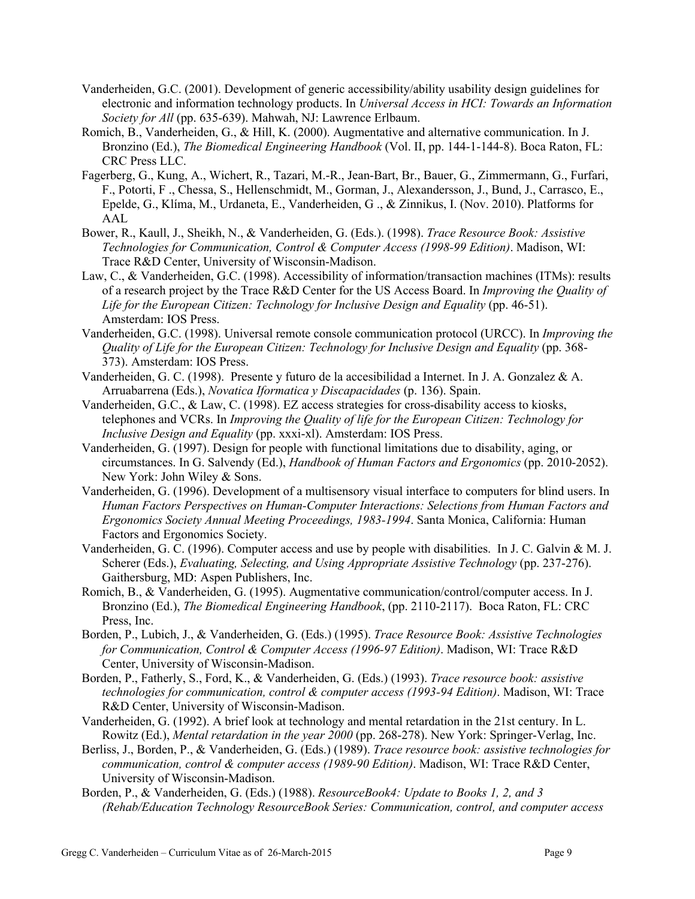Vanderheiden, G.C. (2001). Development of generic accessibility/ability usability design guidelines for electronic and information technology products. In *Universal Access in HCI: Towards an Information Society for All* (pp. 635-639). Mahwah, NJ: Lawrence Erlbaum.

Romich, B., Vanderheiden, G., & Hill, K. (2000). Augmentative and alternative communication. In J. Bronzino (Ed.), *The Biomedical Engineering Handbook* (Vol. II, pp. 144-1-144-8). Boca Raton, FL: CRC Press LLC.

Fagerberg, G., Kung, A., Wichert, R., Tazari, M.-R., Jean-Bart, Br., Bauer, G., Zimmermann, G., Furfari, F., Potorti, F ., Chessa, S., Hellenschmidt, M., Gorman, J., Alexandersson, J., Bund, J., Carrasco, E., Epelde, G., Klíma, M., Urdaneta, E., Vanderheiden, G ., & Zinnikus, I. (Nov. 2010). Platforms for AAL

Bower, R., Kaull, J., Sheikh, N., & Vanderheiden, G. (Eds.). (1998). *Trace Resource Book: Assistive Technologies for Communication, Control & Computer Access (1998-99 Edition)*. Madison, WI: Trace R&D Center, University of Wisconsin-Madison.

Law, C., & Vanderheiden, G.C. (1998). Accessibility of information/transaction machines (ITMs): results of a research project by the Trace R&D Center for the US Access Board. In *Improving the Quality of Life for the European Citizen: Technology for Inclusive Design and Equality* (pp. 46-51). Amsterdam: IOS Press.

Vanderheiden, G.C. (1998). Universal remote console communication protocol (URCC). In *Improving the Quality of Life for the European Citizen: Technology for Inclusive Design and Equality* (pp. 368-373). Amsterdam: IOS Press.

Vanderheiden, G. C. (1998). Presente y futuro de la accesibilidad a Internet. In J. A. Gonzalez & A. Arruabarrena (Eds.), *Novatica Iformatica y Discapacidades* (p. 136). Spain.

Vanderheiden, G.C., & Law, C. (1998). EZ access strategies for cross-disability access to kiosks, telephones and VCRs. In *Improving the Quality of life for the European Citizen: Technology for Inclusive Design and Equality* (pp. xxxi-xl). Amsterdam: IOS Press.

Vanderheiden, G. (1997). Design for people with functional limitations due to disability, aging, or circumstances. In G. Salvendy (Ed.), *Handbook of Human Factors and Ergonomics* (pp. 2010-2052). New York: John Wiley & Sons.

Vanderheiden, G. (1996). Development of a multisensory visual interface to computers for blind users. In *Human Factors Perspectives on Human-Computer Interactions: Selections from Human Factors and Ergonomics Society Annual Meeting Proceedings, 1983-1994*. Santa Monica, California: Human Factors and Ergonomics Society.

Vanderheiden, G. C. (1996). Computer access and use by people with disabilities. In J. C. Galvin & M. J. Scherer (Eds.), *Evaluating, Selecting, and Using Appropriate Assistive Technology* (pp. 237-276). Gaithersburg, MD: Aspen Publishers, Inc.

Romich, B., & Vanderheiden, G. (1995). Augmentative communication/control/computer access. In J. Bronzino (Ed.), *The Biomedical Engineering Handbook*, (pp. 2110-2117). Boca Raton, FL: CRC Press, Inc.

Borden, P., Lubich, J., & Vanderheiden, G. (Eds.) (1995). *Trace Resource Book: Assistive Technologies for Communication, Control & Computer Access (1996-97 Edition)*. Madison, WI: Trace R&D Center, University of Wisconsin-Madison.

Borden, P., Fatherly, S., Ford, K., & Vanderheiden, G. (Eds.) (1993). *Trace resource book: assistive technologies for communication, control & computer access (1993-94 Edition)*. Madison, WI: Trace R&D Center, University of Wisconsin-Madison.

Vanderheiden, G. (1992). A brief look at technology and mental retardation in the 21st century. In L. Rowitz (Ed.), *Mental retardation in the year 2000* (pp. 268-278). New York: Springer-Verlag, Inc.

Berliss, J., Borden, P., & Vanderheiden, G. (Eds.) (1989). *Trace resource book: assistive technologies for communication, control & computer access (1989-90 Edition)*. Madison, WI: Trace R&D Center, University of Wisconsin-Madison.

Borden, P., & Vanderheiden, G. (Eds.) (1988). *ResourceBook4: Update to Books 1, 2, and 3 (Rehab/Education Technology ResourceBook Series: Communication, control, and computer access*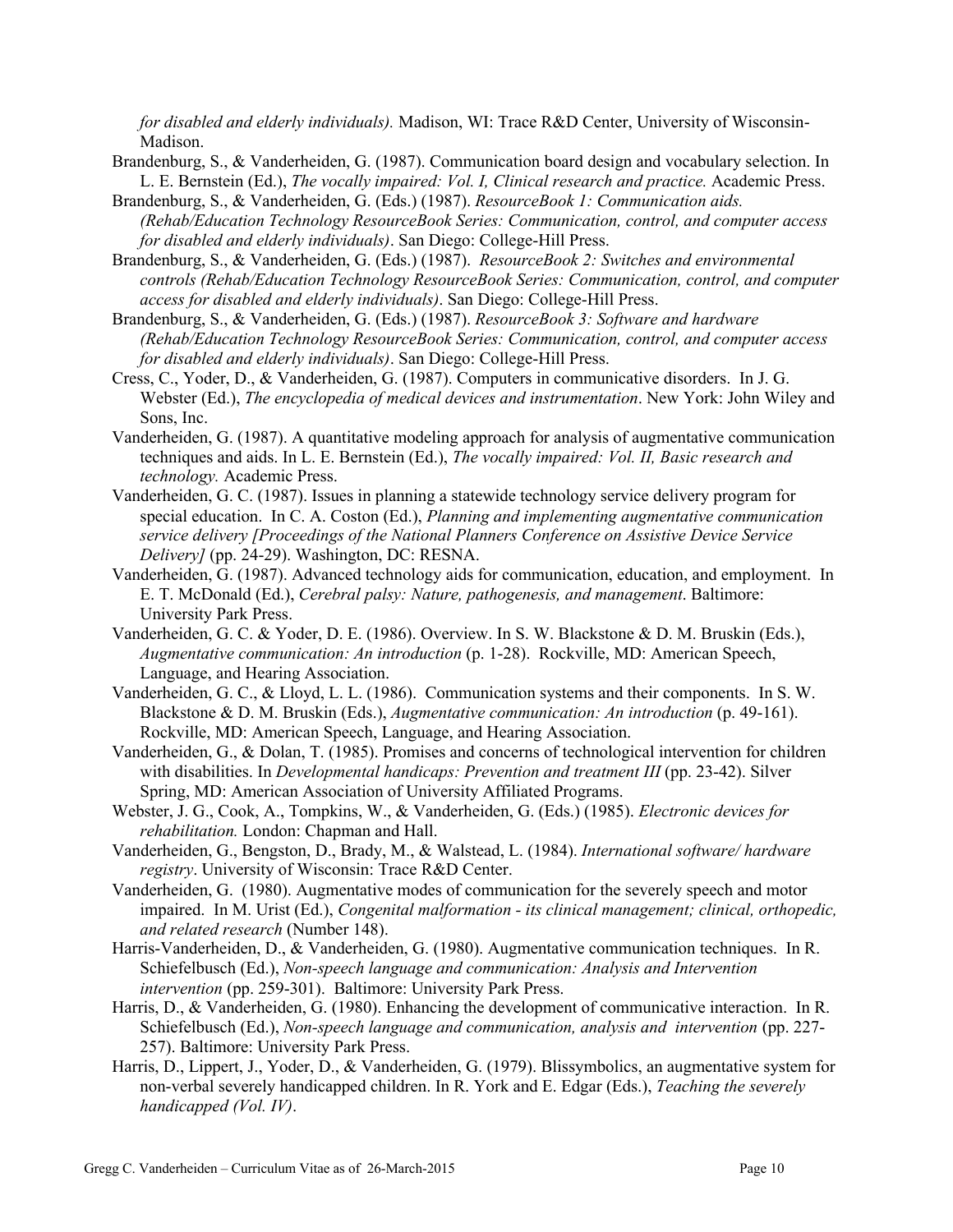*for disabled and elderly individuals).* Madison, WI: Trace R&D Center, University of Wisconsin-Madison.

Brandenburg, S., & Vanderheiden, G. (1987). Communication board design and vocabulary selection. In L. E. Bernstein (Ed.), *The vocally impaired: Vol. I, Clinical research and practice.* Academic Press.

Brandenburg, S., & Vanderheiden, G. (Eds.) (1987). *ResourceBook 1: Communication aids. (Rehab/Education Technology ResourceBook Series: Communication, control, and computer access for disabled and elderly individuals)*. San Diego: College-Hill Press.

Brandenburg, S., & Vanderheiden, G. (Eds.) (1987). *ResourceBook 2: Switches and environmental controls (Rehab/Education Technology ResourceBook Series: Communication, control, and computer access for disabled and elderly individuals)*. San Diego: College-Hill Press.

Brandenburg, S., & Vanderheiden, G. (Eds.) (1987). *ResourceBook 3: Software and hardware (Rehab/Education Technology ResourceBook Series: Communication, control, and computer access for disabled and elderly individuals)*. San Diego: College-Hill Press.

Cress, C., Yoder, D., & Vanderheiden, G. (1987). Computers in communicative disorders. In J. G. Webster (Ed.), *The encyclopedia of medical devices and instrumentation*. New York: John Wiley and Sons, Inc.

Vanderheiden, G. (1987). A quantitative modeling approach for analysis of augmentative communication techniques and aids. In L. E. Bernstein (Ed.), *The vocally impaired: Vol. II, Basic research and technology.* Academic Press.

Vanderheiden, G. C. (1987). Issues in planning a statewide technology service delivery program for special education. In C. A. Coston (Ed.), *Planning and implementing augmentative communication service delivery [Proceedings of the National Planners Conference on Assistive Device Service Delivery]* (pp. 24-29). Washington, DC: RESNA.

Vanderheiden, G. (1987). Advanced technology aids for communication, education, and employment. In E. T. McDonald (Ed.), *Cerebral palsy: Nature, pathogenesis, and management*. Baltimore: University Park Press.

Vanderheiden, G. C. & Yoder, D. E. (1986). Overview. In S. W. Blackstone & D. M. Bruskin (Eds.), *Augmentative communication: An introduction* (p. 1-28). Rockville, MD: American Speech, Language, and Hearing Association.

Vanderheiden, G. C., & Lloyd, L. L. (1986). Communication systems and their components. In S. W. Blackstone & D. M. Bruskin (Eds.), *Augmentative communication: An introduction* (p. 49-161). Rockville, MD: American Speech, Language, and Hearing Association.

Vanderheiden, G., & Dolan, T. (1985). Promises and concerns of technological intervention for children with disabilities. In *Developmental handicaps: Prevention and treatment III* (pp. 23-42). Silver Spring, MD: American Association of University Affiliated Programs.

Webster, J. G., Cook, A., Tompkins, W., & Vanderheiden, G. (Eds.) (1985). *Electronic devices for rehabilitation.* London: Chapman and Hall.

Vanderheiden, G., Bengston, D., Brady, M., & Walstead, L. (1984). *International software/ hardware registry*. University of Wisconsin: Trace R&D Center.

Vanderheiden, G. (1980). Augmentative modes of communication for the severely speech and motor impaired. In M. Urist (Ed.), *Congenital malformation - its clinical management; clinical, orthopedic, and related research* (Number 148).

Harris-Vanderheiden, D., & Vanderheiden, G. (1980). Augmentative communication techniques. In R. Schiefelbusch (Ed.), *Non-speech language and communication: Analysis and Intervention intervention* (pp. 259-301). Baltimore: University Park Press.

Harris, D., & Vanderheiden, G. (1980). Enhancing the development of communicative interaction. In R. Schiefelbusch (Ed.), *Non-speech language and communication, analysis and intervention* (pp. 227-257). Baltimore: University Park Press.

Harris, D., Lippert, J., Yoder, D., & Vanderheiden, G. (1979). Blissymbolics, an augmentative system for non-verbal severely handicapped children. In R. York and E. Edgar (Eds.), *Teaching the severely handicapped (Vol. IV)*.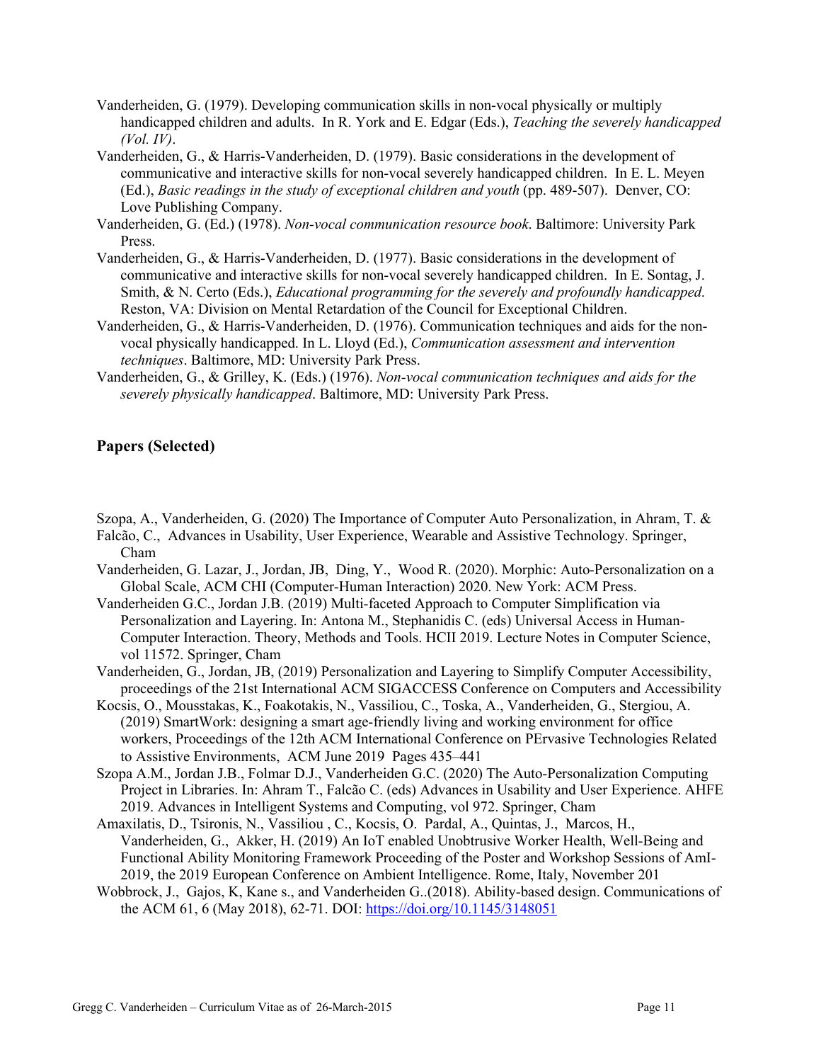Vanderheiden, G. (1979). Developing communication skills in non-vocal physically or multiply handicapped children and adults. In R. York and E. Edgar (Eds.), *Teaching the severely handicapped (Vol. IV)*.

Vanderheiden, G., & Harris-Vanderheiden, D. (1979). Basic considerations in the development of communicative and interactive skills for non-vocal severely handicapped children. In E. L. Meyen (Ed.), *Basic readings in the study of exceptional children and youth* (pp. 489-507). Denver, CO: Love Publishing Company.

Vanderheiden, G. (Ed.) (1978). *Non-vocal communication resource book*. Baltimore: University Park Press.

Vanderheiden, G., & Harris-Vanderheiden, D. (1977). Basic considerations in the development of communicative and interactive skills for non-vocal severely handicapped children. In E. Sontag, J. Smith, & N. Certo (Eds.), *Educational programming for the severely and profoundly handicapped*. Reston, VA: Division on Mental Retardation of the Council for Exceptional Children.

Vanderheiden, G., & Harris-Vanderheiden, D. (1976). Communication techniques and aids for the non-vocal physically handicapped. In L. Lloyd (Ed.), *Communication assessment and intervention techniques*. Baltimore, MD: University Park Press.

Vanderheiden, G., & Grilley, K. (Eds.) (1976). *Non-vocal communication techniques and aids for the severely physically handicapped*. Baltimore, MD: University Park Press.

## Papers (Selected)

Szopa, A., Vanderheiden, G. (2020) The Importance of Computer Auto Personalization, in Ahram, T. & Falcão, C., Advances in Usability, User Experience, Wearable and Assistive Technology. Springer, Cham

Vanderheiden, G. Lazar, J., Jordan, JB, Ding, Y., Wood R. (2020). Morphic: Auto-Personalization on a Global Scale, ACM CHI (Computer-Human Interaction) 2020. New York: ACM Press.

Vanderheiden G.C., Jordan J.B. (2019) Multi-faceted Approach to Computer Simplification via Personalization and Layering. In: Antona M., Stephanidis C. (eds) Universal Access in Human-Computer Interaction. Theory, Methods and Tools. HCII 2019. Lecture Notes in Computer Science, vol 11572. Springer, Cham

Vanderheiden, G., Jordan, JB, (2019) Personalization and Layering to Simplify Computer Accessibility, proceedings of the 21st International ACM SIGACCESS Conference on Computers and Accessibility

Kocsis, O., Mousstakas, K., Foakotakis, N., Vassiliou, C., Toska, A., Vanderheiden, G., Stergiou, A. (2019) SmartWork: designing a smart age-friendly living and working environment for office workers, Proceedings of the 12th ACM International Conference on PErvasive Technologies Related to Assistive Environments, ACM June 2019 Pages 435–441

Szopa A.M., Jordan J.B., Folmar D.J., Vanderheiden G.C. (2020) The Auto-Personalization Computing Project in Libraries. In: Ahram T., Falcão C. (eds) Advances in Usability and User Experience. AHFE 2019. Advances in Intelligent Systems and Computing, vol 972. Springer, Cham

Amaxilatis, D., Tsironis, N., Vassiliou , C., Kocsis, O. Pardal, A., Quintas, J., Marcos, H., Vanderheiden, G., Akker, H. (2019) An IoT enabled Unobtrusive Worker Health, Well-Being and Functional Ability Monitoring Framework Proceeding of the Poster and Workshop Sessions of AmI-2019, the 2019 European Conference on Ambient Intelligence. Rome, Italy, November 201

Wobbrock, J., Gajos, K, Kane s., and Vanderheiden G..(2018). Ability-based design. Communications of the ACM 61, 6 (May 2018), 62-71. DOI: https://doi.org/10.1145/3148051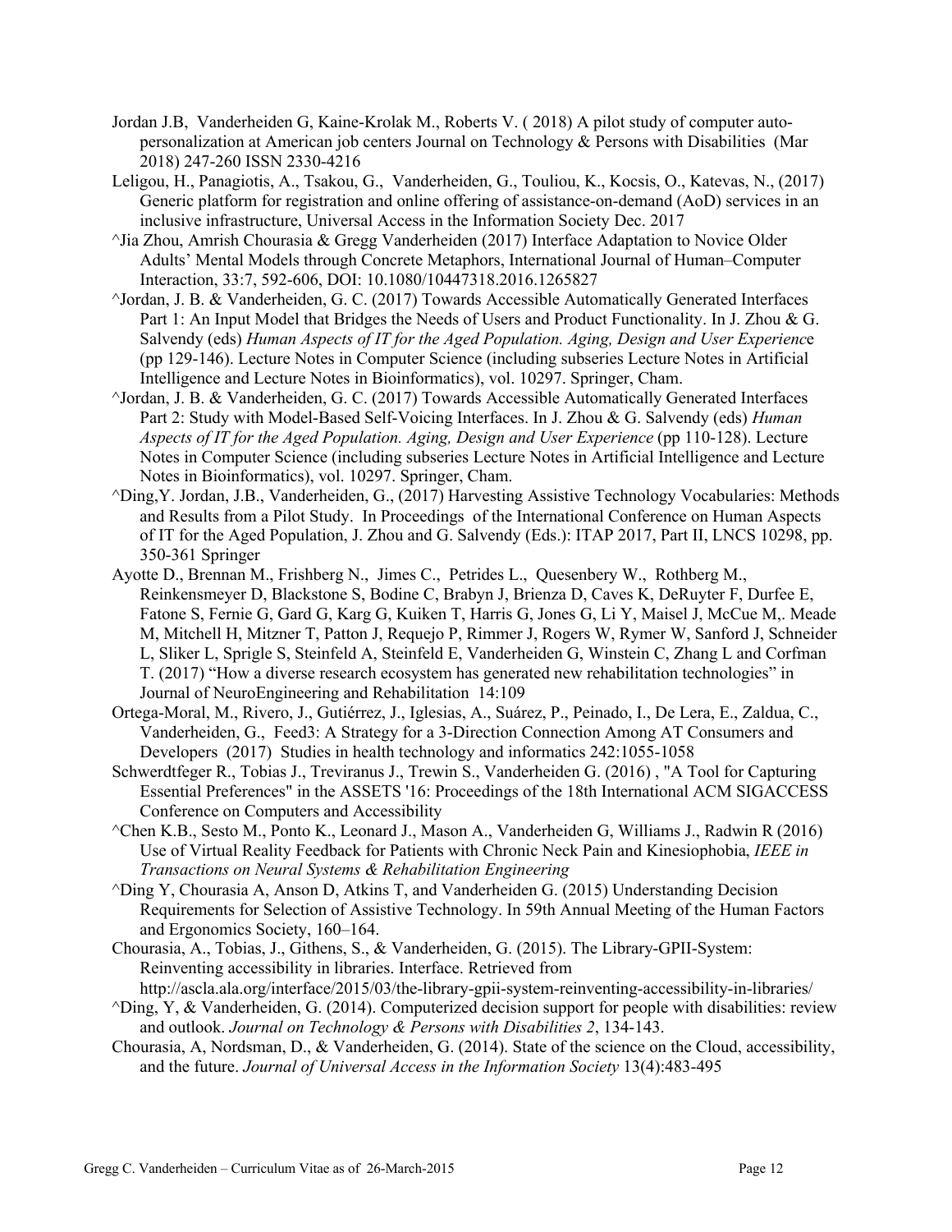Jordan J.B, Vanderheiden G, Kaine-Krolak M., Roberts V. ( 2018) A pilot study of computer auto-personalization at American job centers Journal on Technology & Persons with Disabilities (Mar 2018) 247-260 ISSN 2330-4216

Leligou, H., Panagiotis, A., Tsakou, G., Vanderheiden, G., Touliou, K., Kocsis, O., Katevas, N., (2017) Generic platform for registration and online offering of assistance-on-demand (AoD) services in an inclusive infrastructure, Universal Access in the Information Society Dec. 2017

^Jia Zhou, Amrish Chourasia & Gregg Vanderheiden (2017) Interface Adaptation to Novice Older Adults' Mental Models through Concrete Metaphors, International Journal of Human–Computer Interaction, 33:7, 592-606, DOI: 10.1080/10447318.2016.1265827

^Jordan, J. B. & Vanderheiden, G. C. (2017) Towards Accessible Automatically Generated Interfaces Part 1: An Input Model that Bridges the Needs of Users and Product Functionality. In J. Zhou & G. Salvendy (eds) *Human Aspects of IT for the Aged Population. Aging, Design and User Experienc*e (pp 129-146). Lecture Notes in Computer Science (including subseries Lecture Notes in Artificial Intelligence and Lecture Notes in Bioinformatics), vol. 10297. Springer, Cham.

^Jordan, J. B. & Vanderheiden, G. C. (2017) Towards Accessible Automatically Generated Interfaces Part 2: Study with Model-Based Self-Voicing Interfaces. In J. Zhou & G. Salvendy (eds) *Human Aspects of IT for the Aged Population. Aging, Design and User Experience* (pp 110-128). Lecture Notes in Computer Science (including subseries Lecture Notes in Artificial Intelligence and Lecture Notes in Bioinformatics), vol. 10297. Springer, Cham.

^Ding,Y. Jordan, J.B., Vanderheiden, G., (2017) Harvesting Assistive Technology Vocabularies: Methods and Results from a Pilot Study. In Proceedings of the International Conference on Human Aspects of IT for the Aged Population, J. Zhou and G. Salvendy (Eds.): ITAP 2017, Part II, LNCS 10298, pp. 350-361 Springer

Ayotte D., Brennan M., Frishberg N., Jimes C., Petrides L., Quesenbery W., Rothberg M., Reinkensmeyer D, Blackstone S, Bodine C, Brabyn J, Brienza D, Caves K, DeRuyter F, Durfee E, Fatone S, Fernie G, Gard G, Karg G, Kuiken T, Harris G, Jones G, Li Y, Maisel J, McCue M,. Meade M, Mitchell H, Mitzner T, Patton J, Requejo P, Rimmer J, Rogers W, Rymer W, Sanford J, Schneider L, Sliker L, Sprigle S, Steinfeld A, Steinfeld E, Vanderheiden G, Winstein C, Zhang L and Corfman T. (2017) "How a diverse research ecosystem has generated new rehabilitation technologies" in Journal of NeuroEngineering and Rehabilitation 14:109

Ortega-Moral, M., Rivero, J., Gutiérrez, J., Iglesias, A., Suárez, P., Peinado, I., De Lera, E., Zaldua, C., Vanderheiden, G., Feed3: A Strategy for a 3-Direction Connection Among AT Consumers and Developers (2017) Studies in health technology and informatics 242:1055-1058

Schwerdtfeger R., Tobias J., Treviranus J., Trewin S., Vanderheiden G. (2016) , "A Tool for Capturing Essential Preferences" in the ASSETS '16: Proceedings of the 18th International ACM SIGACCESS Conference on Computers and Accessibility

^Chen K.B., Sesto M., Ponto K., Leonard J., Mason A., Vanderheiden G, Williams J., Radwin R (2016) Use of Virtual Reality Feedback for Patients with Chronic Neck Pain and Kinesiophobia, *IEEE in Transactions on Neural Systems & Rehabilitation Engineering*

^Ding Y, Chourasia A, Anson D, Atkins T, and Vanderheiden G. (2015) Understanding Decision Requirements for Selection of Assistive Technology. In 59th Annual Meeting of the Human Factors and Ergonomics Society, 160–164.

Chourasia, A., Tobias, J., Githens, S., & Vanderheiden, G. (2015). The Library-GPII-System: Reinventing accessibility in libraries. Interface. Retrieved from http://ascla.ala.org/interface/2015/03/the-library-gpii-system-reinventing-accessibility-in-libraries/

^Ding, Y, & Vanderheiden, G. (2014). Computerized decision support for people with disabilities: review and outlook. *Journal on Technology & Persons with Disabilities 2*, 134-143.

Chourasia, A, Nordsman, D., & Vanderheiden, G. (2014). State of the science on the Cloud, accessibility, and the future. *Journal of Universal Access in the Information Society* 13(4):483-495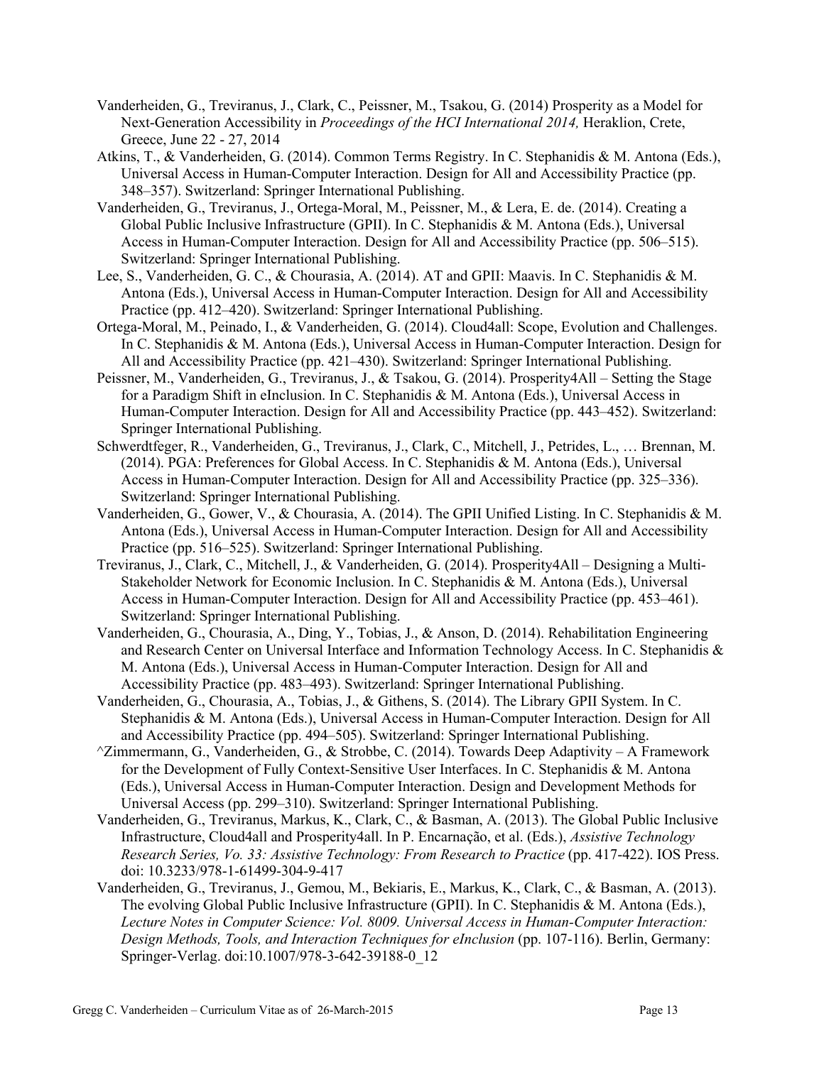Vanderheiden, G., Treviranus, J., Clark, C., Peissner, M., Tsakou, G. (2014) Prosperity as a Model for Next-Generation Accessibility in *Proceedings of the HCI International 2014,* Heraklion, Crete, Greece, June 22 - 27, 2014

Atkins, T., & Vanderheiden, G. (2014). Common Terms Registry. In C. Stephanidis & M. Antona (Eds.), Universal Access in Human-Computer Interaction. Design for All and Accessibility Practice (pp. 348–357). Switzerland: Springer International Publishing.

Vanderheiden, G., Treviranus, J., Ortega-Moral, M., Peissner, M., & Lera, E. de. (2014). Creating a Global Public Inclusive Infrastructure (GPII). In C. Stephanidis & M. Antona (Eds.), Universal Access in Human-Computer Interaction. Design for All and Accessibility Practice (pp. 506–515). Switzerland: Springer International Publishing.

Lee, S., Vanderheiden, G. C., & Chourasia, A. (2014). AT and GPII: Maavis. In C. Stephanidis & M. Antona (Eds.), Universal Access in Human-Computer Interaction. Design for All and Accessibility Practice (pp. 412–420). Switzerland: Springer International Publishing.

Ortega-Moral, M., Peinado, I., & Vanderheiden, G. (2014). Cloud4all: Scope, Evolution and Challenges. In C. Stephanidis & M. Antona (Eds.), Universal Access in Human-Computer Interaction. Design for All and Accessibility Practice (pp. 421–430). Switzerland: Springer International Publishing.

Peissner, M., Vanderheiden, G., Treviranus, J., & Tsakou, G. (2014). Prosperity4All – Setting the Stage for a Paradigm Shift in eInclusion. In C. Stephanidis & M. Antona (Eds.), Universal Access in Human-Computer Interaction. Design for All and Accessibility Practice (pp. 443–452). Switzerland: Springer International Publishing.

Schwerdtfeger, R., Vanderheiden, G., Treviranus, J., Clark, C., Mitchell, J., Petrides, L., … Brennan, M. (2014). PGA: Preferences for Global Access. In C. Stephanidis & M. Antona (Eds.), Universal Access in Human-Computer Interaction. Design for All and Accessibility Practice (pp. 325–336). Switzerland: Springer International Publishing.

Vanderheiden, G., Gower, V., & Chourasia, A. (2014). The GPII Unified Listing. In C. Stephanidis & M. Antona (Eds.), Universal Access in Human-Computer Interaction. Design for All and Accessibility Practice (pp. 516–525). Switzerland: Springer International Publishing.

Treviranus, J., Clark, C., Mitchell, J., & Vanderheiden, G. (2014). Prosperity4All – Designing a Multi-Stakeholder Network for Economic Inclusion. In C. Stephanidis & M. Antona (Eds.), Universal Access in Human-Computer Interaction. Design for All and Accessibility Practice (pp. 453–461). Switzerland: Springer International Publishing.

Vanderheiden, G., Chourasia, A., Ding, Y., Tobias, J., & Anson, D. (2014). Rehabilitation Engineering and Research Center on Universal Interface and Information Technology Access. In C. Stephanidis & M. Antona (Eds.), Universal Access in Human-Computer Interaction. Design for All and Accessibility Practice (pp. 483–493). Switzerland: Springer International Publishing.

Vanderheiden, G., Chourasia, A., Tobias, J., & Githens, S. (2014). The Library GPII System. In C. Stephanidis & M. Antona (Eds.), Universal Access in Human-Computer Interaction. Design for All and Accessibility Practice (pp. 494–505). Switzerland: Springer International Publishing.

^Zimmermann, G., Vanderheiden, G., & Strobbe, C. (2014). Towards Deep Adaptivity – A Framework for the Development of Fully Context-Sensitive User Interfaces. In C. Stephanidis & M. Antona (Eds.), Universal Access in Human-Computer Interaction. Design and Development Methods for Universal Access (pp. 299–310). Switzerland: Springer International Publishing.

Vanderheiden, G., Treviranus, Markus, K., Clark, C., & Basman, A. (2013). The Global Public Inclusive Infrastructure, Cloud4all and Prosperity4all. In P. Encarnação, et al. (Eds.), *Assistive Technology Research Series, Vo. 33: Assistive Technology: From Research to Practice* (pp. 417-422). IOS Press. doi: 10.3233/978-1-61499-304-9-417

Vanderheiden, G., Treviranus, J., Gemou, M., Bekiaris, E., Markus, K., Clark, C., & Basman, A. (2013). The evolving Global Public Inclusive Infrastructure (GPII). In C. Stephanidis & M. Antona (Eds.), *Lecture Notes in Computer Science: Vol. 8009. Universal Access in Human-Computer Interaction: Design Methods, Tools, and Interaction Techniques for eInclusion* (pp. 107-116). Berlin, Germany: Springer-Verlag. doi:10.1007/978-3-642-39188-0_12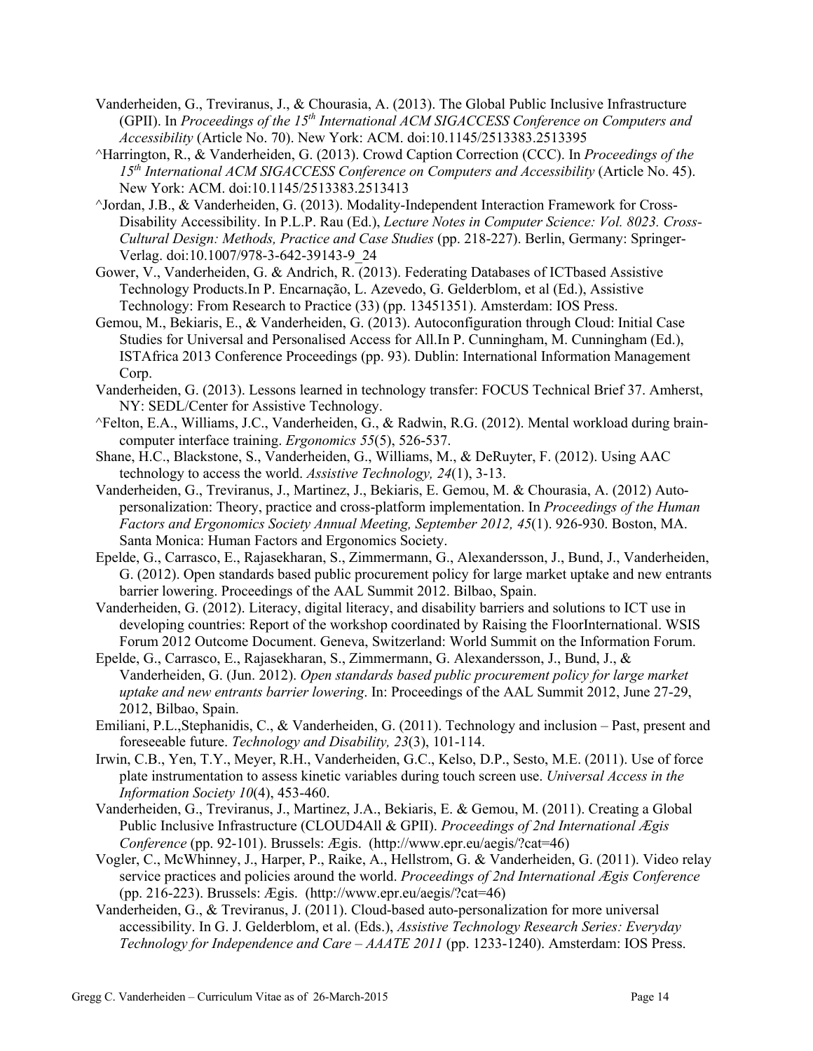Vanderheiden, G., Treviranus, J., & Chourasia, A. (2013). The Global Public Inclusive Infrastructure (GPII). In *Proceedings of the 15th International ACM SIGACCESS Conference on Computers and Accessibility* (Article No. 70). New York: ACM. doi:10.1145/2513383.2513395

^Harrington, R., & Vanderheiden, G. (2013). Crowd Caption Correction (CCC). In *Proceedings of the 15th International ACM SIGACCESS Conference on Computers and Accessibility* (Article No. 45). New York: ACM. doi:10.1145/2513383.2513413

^Jordan, J.B., & Vanderheiden, G. (2013). Modality-Independent Interaction Framework for Cross-Disability Accessibility. In P.L.P. Rau (Ed.), *Lecture Notes in Computer Science: Vol. 8023. Cross-Cultural Design: Methods, Practice and Case Studies* (pp. 218-227). Berlin, Germany: Springer-Verlag. doi:10.1007/978-3-642-39143-9_24

Gower, V., Vanderheiden, G. & Andrich, R. (2013). Federating Databases of ICTbased Assistive Technology Products.In P. Encarnação, L. Azevedo, G. Gelderblom, et al (Ed.), Assistive Technology: From Research to Practice (33) (pp. 13451351). Amsterdam: IOS Press.

Gemou, M., Bekiaris, E., & Vanderheiden, G. (2013). Autoconfiguration through Cloud: Initial Case Studies for Universal and Personalised Access for All.In P. Cunningham, M. Cunningham (Ed.), ISTAfrica 2013 Conference Proceedings (pp. 93). Dublin: International Information Management Corp.

Vanderheiden, G. (2013). Lessons learned in technology transfer: FOCUS Technical Brief 37. Amherst, NY: SEDL/Center for Assistive Technology.

^Felton, E.A., Williams, J.C., Vanderheiden, G., & Radwin, R.G. (2012). Mental workload during brain-computer interface training. *Ergonomics 55*(5), 526-537.

Shane, H.C., Blackstone, S., Vanderheiden, G., Williams, M., & DeRuyter, F. (2012). Using AAC technology to access the world. *Assistive Technology, 24*(1), 3-13.

Vanderheiden, G., Treviranus, J., Martinez, J., Bekiaris, E. Gemou, M. & Chourasia, A. (2012) Auto-personalization: Theory, practice and cross-platform implementation. In *Proceedings of the Human Factors and Ergonomics Society Annual Meeting, September 2012, 45*(1). 926-930. Boston, MA. Santa Monica: Human Factors and Ergonomics Society.

Epelde, G., Carrasco, E., Rajasekharan, S., Zimmermann, G., Alexandersson, J., Bund, J., Vanderheiden, G. (2012). Open standards based public procurement policy for large market uptake and new entrants barrier lowering. Proceedings of the AAL Summit 2012. Bilbao, Spain.

Vanderheiden, G. (2012). Literacy, digital literacy, and disability barriers and solutions to ICT use in developing countries: Report of the workshop coordinated by Raising the FloorInternational. WSIS Forum 2012 Outcome Document. Geneva, Switzerland: World Summit on the Information Forum.

Epelde, G., Carrasco, E., Rajasekharan, S., Zimmermann, G. Alexandersson, J., Bund, J., & Vanderheiden, G. (Jun. 2012). *Open standards based public procurement policy for large market uptake and new entrants barrier lowering*. In: Proceedings of the AAL Summit 2012, June 27-29, 2012, Bilbao, Spain.

Emiliani, P.L.,Stephanidis, C., & Vanderheiden, G. (2011). Technology and inclusion – Past, present and foreseeable future. *Technology and Disability, 23*(3), 101-114.

Irwin, C.B., Yen, T.Y., Meyer, R.H., Vanderheiden, G.C., Kelso, D.P., Sesto, M.E. (2011). Use of force plate instrumentation to assess kinetic variables during touch screen use. *Universal Access in the Information Society 10*(4), 453-460.

Vanderheiden, G., Treviranus, J., Martinez, J.A., Bekiaris, E. & Gemou, M. (2011). Creating a Global Public Inclusive Infrastructure (CLOUD4All & GPII). *Proceedings of 2nd International Ægis Conference* (pp. 92-101). Brussels: Ægis. (http://www.epr.eu/aegis/?cat=46)

Vogler, C., McWhinney, J., Harper, P., Raike, A., Hellstrom, G. & Vanderheiden, G. (2011). Video relay service practices and policies around the world. *Proceedings of 2nd International Ægis Conference* (pp. 216-223). Brussels: Ægis. (http://www.epr.eu/aegis/?cat=46)

Vanderheiden, G., & Treviranus, J. (2011). Cloud-based auto-personalization for more universal accessibility. In G. J. Gelderblom, et al. (Eds.), *Assistive Technology Research Series: Everyday Technology for Independence and Care – AAATE 2011* (pp. 1233-1240). Amsterdam: IOS Press.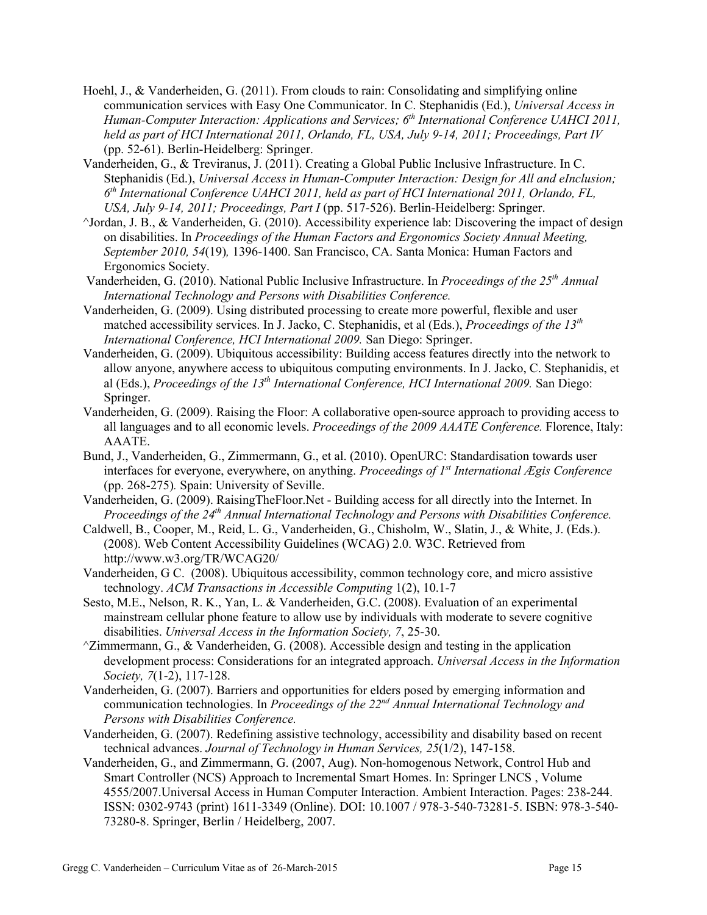Hoehl, J., & Vanderheiden, G. (2011). From clouds to rain: Consolidating and simplifying online communication services with Easy One Communicator. In C. Stephanidis (Ed.), *Universal Access in Human-Computer Interaction: Applications and Services; 6th International Conference UAHCI 2011, held as part of HCI International 2011, Orlando, FL, USA, July 9-14, 2011; Proceedings, Part IV* (pp. 52-61). Berlin-Heidelberg: Springer.

Vanderheiden, G., & Treviranus, J. (2011). Creating a Global Public Inclusive Infrastructure. In C. Stephanidis (Ed.), *Universal Access in Human-Computer Interaction: Design for All and eInclusion; 6th International Conference UAHCI 2011, held as part of HCI International 2011, Orlando, FL, USA, July 9-14, 2011; Proceedings, Part I* (pp. 517-526). Berlin-Heidelberg: Springer.

^Jordan, J. B., & Vanderheiden, G. (2010). Accessibility experience lab: Discovering the impact of design on disabilities. In *Proceedings of the Human Factors and Ergonomics Society Annual Meeting, September 2010, 54*(19)*,* 1396-1400. San Francisco, CA. Santa Monica: Human Factors and Ergonomics Society.

Vanderheiden, G. (2010). National Public Inclusive Infrastructure. In *Proceedings of the 25th Annual International Technology and Persons with Disabilities Conference.*

Vanderheiden, G. (2009). Using distributed processing to create more powerful, flexible and user matched accessibility services. In J. Jacko, C. Stephanidis, et al (Eds.), *Proceedings of the 13th International Conference, HCI International 2009.* San Diego: Springer.

Vanderheiden, G. (2009). Ubiquitous accessibility: Building access features directly into the network to allow anyone, anywhere access to ubiquitous computing environments. In J. Jacko, C. Stephanidis, et al (Eds.), *Proceedings of the 13th International Conference, HCI International 2009.* San Diego: Springer.

Vanderheiden, G. (2009). Raising the Floor: A collaborative open-source approach to providing access to all languages and to all economic levels. *Proceedings of the 2009 AAATE Conference.* Florence, Italy: AAATE.

Bund, J., Vanderheiden, G., Zimmermann, G., et al. (2010). OpenURC: Standardisation towards user interfaces for everyone, everywhere, on anything. *Proceedings of 1st International Ægis Conference* (pp. 268-275)*.* Spain: University of Seville.

Vanderheiden, G. (2009). RaisingTheFloor.Net - Building access for all directly into the Internet. In *Proceedings of the 24th Annual International Technology and Persons with Disabilities Conference.*

Caldwell, B., Cooper, M., Reid, L. G., Vanderheiden, G., Chisholm, W., Slatin, J., & White, J. (Eds.). (2008). Web Content Accessibility Guidelines (WCAG) 2.0. W3C. Retrieved from http://www.w3.org/TR/WCAG20/

Vanderheiden, G C. (2008). Ubiquitous accessibility, common technology core, and micro assistive technology. *ACM Transactions in Accessible Computing* 1(2), 10.1-7

Sesto, M.E., Nelson, R. K., Yan, L. & Vanderheiden, G.C. (2008). Evaluation of an experimental mainstream cellular phone feature to allow use by individuals with moderate to severe cognitive disabilities. *Universal Access in the Information Society, 7*, 25-30.

^Zimmermann, G., & Vanderheiden, G. (2008). Accessible design and testing in the application development process: Considerations for an integrated approach. *Universal Access in the Information Society, 7*(1-2), 117-128.

Vanderheiden, G. (2007). Barriers and opportunities for elders posed by emerging information and communication technologies. In *Proceedings of the 22nd Annual International Technology and Persons with Disabilities Conference.*

Vanderheiden, G. (2007). Redefining assistive technology, accessibility and disability based on recent technical advances. *Journal of Technology in Human Services, 25*(1/2), 147-158.

Vanderheiden, G., and Zimmermann, G. (2007, Aug). Non-homogenous Network, Control Hub and Smart Controller (NCS) Approach to Incremental Smart Homes. In: Springer LNCS , Volume 4555/2007.Universal Access in Human Computer Interaction. Ambient Interaction. Pages: 238-244. ISSN: 0302-9743 (print) 1611-3349 (Online). DOI: 10.1007 / 978-3-540-73281-5. ISBN: 978-3-540-73280-8. Springer, Berlin / Heidelberg, 2007.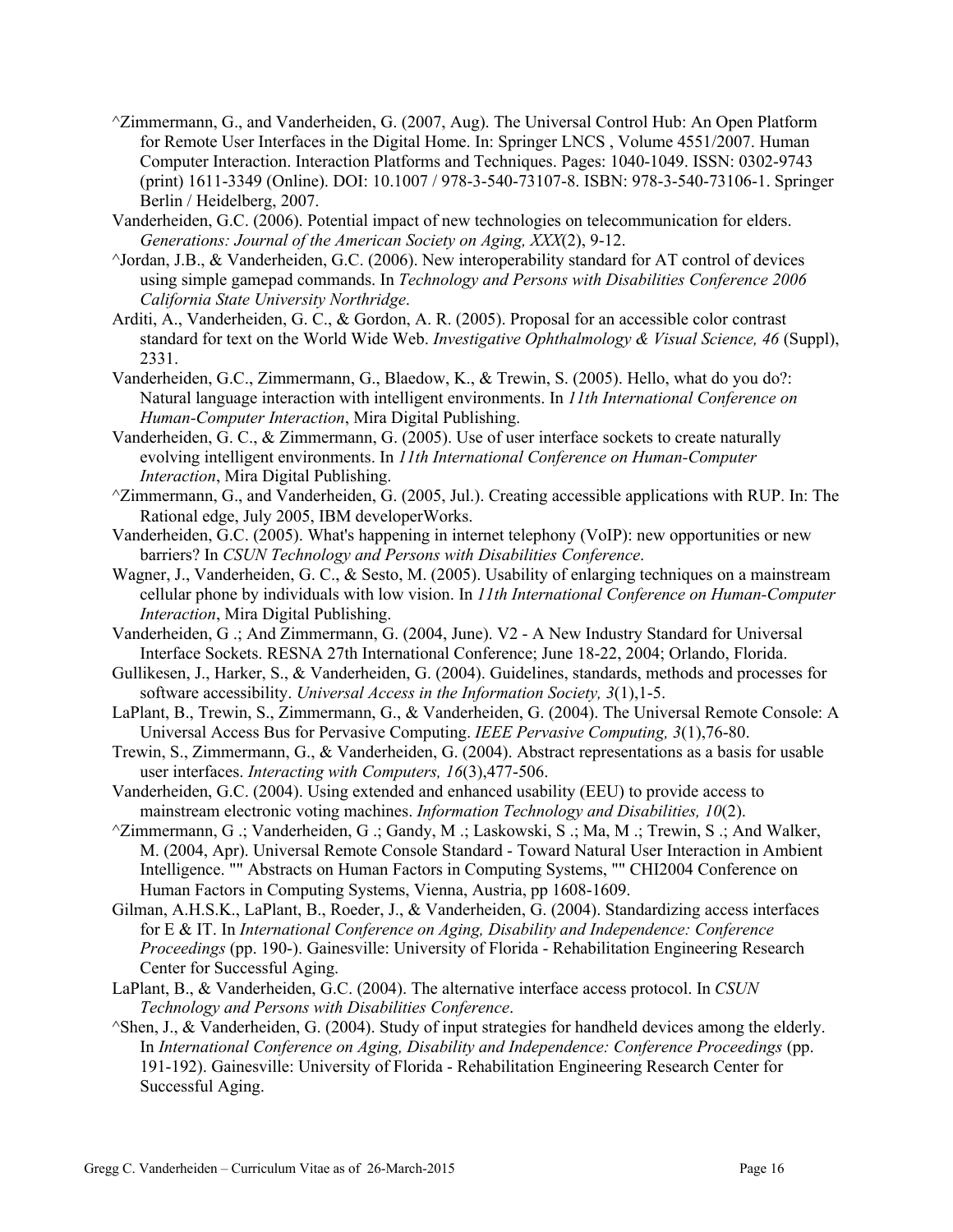^Zimmermann, G., and Vanderheiden, G. (2007, Aug). The Universal Control Hub: An Open Platform for Remote User Interfaces in the Digital Home. In: Springer LNCS , Volume 4551/2007. Human Computer Interaction. Interaction Platforms and Techniques. Pages: 1040-1049. ISSN: 0302-9743 (print) 1611-3349 (Online). DOI: 10.1007 / 978-3-540-73107-8. ISBN: 978-3-540-73106-1. Springer Berlin / Heidelberg, 2007.

Vanderheiden, G.C. (2006). Potential impact of new technologies on telecommunication for elders. *Generations: Journal of the American Society on Aging, XXX*(2), 9-12.

^Jordan, J.B., & Vanderheiden, G.C. (2006). New interoperability standard for AT control of devices using simple gamepad commands. In *Technology and Persons with Disabilities Conference 2006 California State University Northridge*.

Arditi, A., Vanderheiden, G. C., & Gordon, A. R. (2005). Proposal for an accessible color contrast standard for text on the World Wide Web. *Investigative Ophthalmology & Visual Science, 46* (Suppl), 2331.

Vanderheiden, G.C., Zimmermann, G., Blaedow, K., & Trewin, S. (2005). Hello, what do you do?: Natural language interaction with intelligent environments. In *11th International Conference on Human-Computer Interaction*, Mira Digital Publishing.

Vanderheiden, G. C., & Zimmermann, G. (2005). Use of user interface sockets to create naturally evolving intelligent environments. In *11th International Conference on Human-Computer Interaction*, Mira Digital Publishing.

^Zimmermann, G., and Vanderheiden, G. (2005, Jul.). Creating accessible applications with RUP. In: The Rational edge, July 2005, IBM developerWorks.

Vanderheiden, G.C. (2005). What's happening in internet telephony (VoIP): new opportunities or new barriers? In *CSUN Technology and Persons with Disabilities Conference*.

Wagner, J., Vanderheiden, G. C., & Sesto, M. (2005). Usability of enlarging techniques on a mainstream cellular phone by individuals with low vision. In *11th International Conference on Human-Computer Interaction*, Mira Digital Publishing.

Vanderheiden, G .; And Zimmermann, G. (2004, June). V2 - A New Industry Standard for Universal Interface Sockets. RESNA 27th International Conference; June 18-22, 2004; Orlando, Florida.

Gullikesen, J., Harker, S., & Vanderheiden, G. (2004). Guidelines, standards, methods and processes for software accessibility. *Universal Access in the Information Society, 3*(1),1-5.

LaPlant, B., Trewin, S., Zimmermann, G., & Vanderheiden, G. (2004). The Universal Remote Console: A Universal Access Bus for Pervasive Computing. *IEEE Pervasive Computing, 3*(1),76-80.

Trewin, S., Zimmermann, G., & Vanderheiden, G. (2004). Abstract representations as a basis for usable user interfaces. *Interacting with Computers, 16*(3),477-506.

Vanderheiden, G.C. (2004). Using extended and enhanced usability (EEU) to provide access to mainstream electronic voting machines. *Information Technology and Disabilities, 10*(2).

^Zimmermann, G .; Vanderheiden, G .; Gandy, M .; Laskowski, S .; Ma, M .; Trewin, S .; And Walker, M. (2004, Apr). Universal Remote Console Standard - Toward Natural User Interaction in Ambient Intelligence. "" Abstracts on Human Factors in Computing Systems, "" CHI2004 Conference on Human Factors in Computing Systems, Vienna, Austria, pp 1608-1609.

Gilman, A.H.S.K., LaPlant, B., Roeder, J., & Vanderheiden, G. (2004). Standardizing access interfaces for E & IT. In *International Conference on Aging, Disability and Independence: Conference Proceedings* (pp. 190-). Gainesville: University of Florida - Rehabilitation Engineering Research Center for Successful Aging.

LaPlant, B., & Vanderheiden, G.C. (2004). The alternative interface access protocol. In *CSUN Technology and Persons with Disabilities Conference*.

^Shen, J., & Vanderheiden, G. (2004). Study of input strategies for handheld devices among the elderly. In *International Conference on Aging, Disability and Independence: Conference Proceedings* (pp. 191-192). Gainesville: University of Florida - Rehabilitation Engineering Research Center for Successful Aging.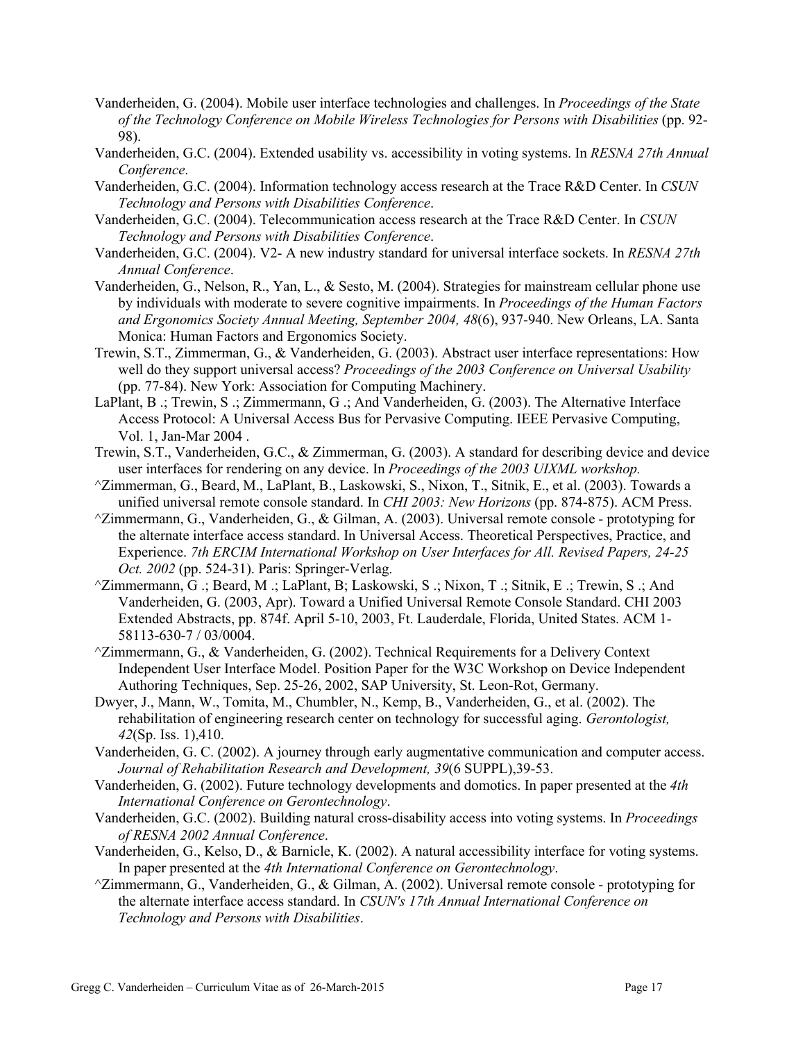Vanderheiden, G. (2004). Mobile user interface technologies and challenges. In *Proceedings of the State of the Technology Conference on Mobile Wireless Technologies for Persons with Disabilities* (pp. 92-98).

Vanderheiden, G.C. (2004). Extended usability vs. accessibility in voting systems. In *RESNA 27th Annual Conference*.

Vanderheiden, G.C. (2004). Information technology access research at the Trace R&D Center. In *CSUN Technology and Persons with Disabilities Conference*.

Vanderheiden, G.C. (2004). Telecommunication access research at the Trace R&D Center. In *CSUN Technology and Persons with Disabilities Conference*.

Vanderheiden, G.C. (2004). V2- A new industry standard for universal interface sockets. In *RESNA 27th Annual Conference*.

Vanderheiden, G., Nelson, R., Yan, L., & Sesto, M. (2004). Strategies for mainstream cellular phone use by individuals with moderate to severe cognitive impairments. In *Proceedings of the Human Factors and Ergonomics Society Annual Meeting, September 2004, 48*(6), 937-940. New Orleans, LA. Santa Monica: Human Factors and Ergonomics Society.

Trewin, S.T., Zimmerman, G., & Vanderheiden, G. (2003). Abstract user interface representations: How well do they support universal access? *Proceedings of the 2003 Conference on Universal Usability* (pp. 77-84). New York: Association for Computing Machinery.

LaPlant, B .; Trewin, S .; Zimmermann, G .; And Vanderheiden, G. (2003). The Alternative Interface Access Protocol: A Universal Access Bus for Pervasive Computing. IEEE Pervasive Computing, Vol. 1, Jan-Mar 2004 .

Trewin, S.T., Vanderheiden, G.C., & Zimmerman, G. (2003). A standard for describing device and device user interfaces for rendering on any device. In *Proceedings of the 2003 UIXML workshop.*

^Zimmerman, G., Beard, M., LaPlant, B., Laskowski, S., Nixon, T., Sitnik, E., et al. (2003). Towards a unified universal remote console standard. In *CHI 2003: New Horizons* (pp. 874-875). ACM Press.

^Zimmermann, G., Vanderheiden, G., & Gilman, A. (2003). Universal remote console - prototyping for the alternate interface access standard. In Universal Access. Theoretical Perspectives, Practice, and Experience. *7th ERCIM International Workshop on User Interfaces for All. Revised Papers, 24-25 Oct. 2002* (pp. 524-31). Paris: Springer-Verlag.

^Zimmermann, G .; Beard, M .; LaPlant, B; Laskowski, S .; Nixon, T .; Sitnik, E .; Trewin, S .; And Vanderheiden, G. (2003, Apr). Toward a Unified Universal Remote Console Standard. CHI 2003 Extended Abstracts, pp. 874f. April 5-10, 2003, Ft. Lauderdale, Florida, United States. ACM 1-58113-630-7 / 03/0004.

^Zimmermann, G., & Vanderheiden, G. (2002). Technical Requirements for a Delivery Context Independent User Interface Model. Position Paper for the W3C Workshop on Device Independent Authoring Techniques, Sep. 25-26, 2002, SAP University, St. Leon-Rot, Germany.

Dwyer, J., Mann, W., Tomita, M., Chumbler, N., Kemp, B., Vanderheiden, G., et al. (2002). The rehabilitation of engineering research center on technology for successful aging. *Gerontologist, 42*(Sp. Iss. 1),410.

Vanderheiden, G. C. (2002). A journey through early augmentative communication and computer access. *Journal of Rehabilitation Research and Development, 39*(6 SUPPL),39-53.

Vanderheiden, G. (2002). Future technology developments and domotics. In paper presented at the *4th International Conference on Gerontechnology*.

Vanderheiden, G.C. (2002). Building natural cross-disability access into voting systems. In *Proceedings of RESNA 2002 Annual Conference*.

Vanderheiden, G., Kelso, D., & Barnicle, K. (2002). A natural accessibility interface for voting systems. In paper presented at the *4th International Conference on Gerontechnology*.

^Zimmermann, G., Vanderheiden, G., & Gilman, A. (2002). Universal remote console - prototyping for the alternate interface access standard. In *CSUN's 17th Annual International Conference on Technology and Persons with Disabilities*.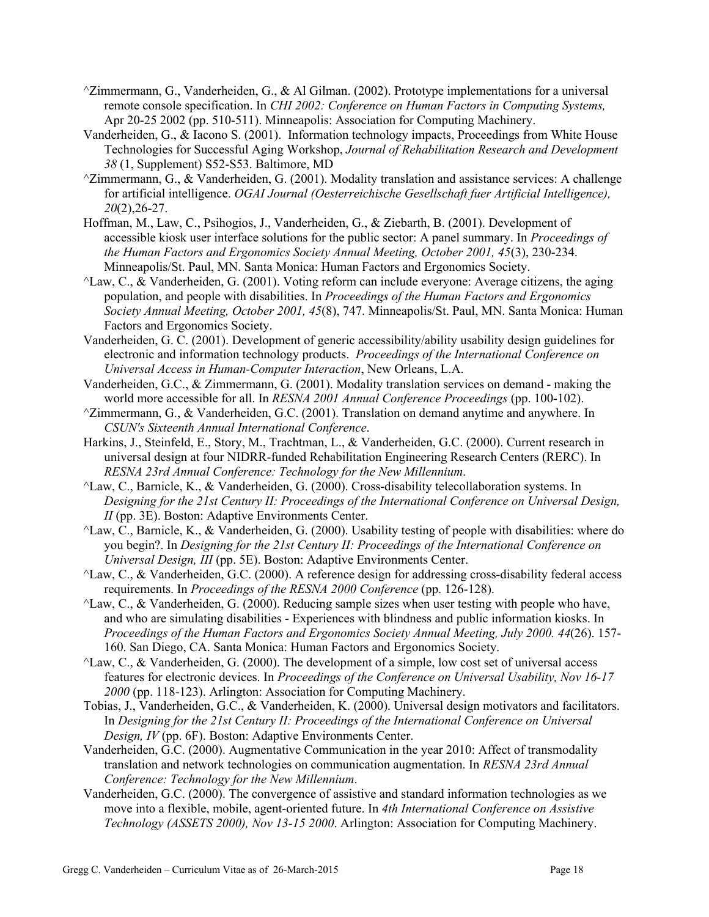^Zimmermann, G., Vanderheiden, G., & Al Gilman. (2002). Prototype implementations for a universal remote console specification. In *CHI 2002: Conference on Human Factors in Computing Systems,* Apr 20-25 2002 (pp. 510-511). Minneapolis: Association for Computing Machinery.

Vanderheiden, G., & Iacono S. (2001). Information technology impacts, Proceedings from White House Technologies for Successful Aging Workshop, *Journal of Rehabilitation Research and Development 38* (1, Supplement) S52-S53. Baltimore, MD

^Zimmermann, G., & Vanderheiden, G. (2001). Modality translation and assistance services: A challenge for artificial intelligence. *OGAI Journal (Oesterreichische Gesellschaft fuer Artificial Intelligence), 20*(2),26-27.

Hoffman, M., Law, C., Psihogios, J., Vanderheiden, G., & Ziebarth, B. (2001). Development of accessible kiosk user interface solutions for the public sector: A panel summary. In *Proceedings of the Human Factors and Ergonomics Society Annual Meeting, October 2001, 45*(3), 230-234. Minneapolis/St. Paul, MN. Santa Monica: Human Factors and Ergonomics Society.

^Law, C., & Vanderheiden, G. (2001). Voting reform can include everyone: Average citizens, the aging population, and people with disabilities. In *Proceedings of the Human Factors and Ergonomics Society Annual Meeting, October 2001, 45*(8), 747. Minneapolis/St. Paul, MN. Santa Monica: Human Factors and Ergonomics Society.

Vanderheiden, G. C. (2001). Development of generic accessibility/ability usability design guidelines for electronic and information technology products. *Proceedings of the International Conference on Universal Access in Human-Computer Interaction*, New Orleans, L.A.

Vanderheiden, G.C., & Zimmermann, G. (2001). Modality translation services on demand - making the world more accessible for all. In *RESNA 2001 Annual Conference Proceedings* (pp. 100-102).

^Zimmermann, G., & Vanderheiden, G.C. (2001). Translation on demand anytime and anywhere. In *CSUN's Sixteenth Annual International Conference*.

Harkins, J., Steinfeld, E., Story, M., Trachtman, L., & Vanderheiden, G.C. (2000). Current research in universal design at four NIDRR-funded Rehabilitation Engineering Research Centers (RERC). In *RESNA 23rd Annual Conference: Technology for the New Millennium*.

^Law, C., Barnicle, K., & Vanderheiden, G. (2000). Cross-disability telecollaboration systems. In *Designing for the 21st Century II: Proceedings of the International Conference on Universal Design, II* (pp. 3E). Boston: Adaptive Environments Center.

^Law, C., Barnicle, K., & Vanderheiden, G. (2000). Usability testing of people with disabilities: where do you begin?. In *Designing for the 21st Century II: Proceedings of the International Conference on Universal Design, III* (pp. 5E). Boston: Adaptive Environments Center.

^Law, C., & Vanderheiden, G.C. (2000). A reference design for addressing cross-disability federal access requirements. In *Proceedings of the RESNA 2000 Conference* (pp. 126-128).

^Law, C., & Vanderheiden, G. (2000). Reducing sample sizes when user testing with people who have, and who are simulating disabilities - Experiences with blindness and public information kiosks. In *Proceedings of the Human Factors and Ergonomics Society Annual Meeting, July 2000. 44*(26). 157-160. San Diego, CA. Santa Monica: Human Factors and Ergonomics Society.

^Law, C., & Vanderheiden, G. (2000). The development of a simple, low cost set of universal access features for electronic devices. In *Proceedings of the Conference on Universal Usability, Nov 16-17 2000* (pp. 118-123). Arlington: Association for Computing Machinery.

Tobias, J., Vanderheiden, G.C., & Vanderheiden, K. (2000). Universal design motivators and facilitators. In *Designing for the 21st Century II: Proceedings of the International Conference on Universal Design, IV* (pp. 6F). Boston: Adaptive Environments Center.

Vanderheiden, G.C. (2000). Augmentative Communication in the year 2010: Affect of transmodality translation and network technologies on communication augmentation. In *RESNA 23rd Annual Conference: Technology for the New Millennium*.

Vanderheiden, G.C. (2000). The convergence of assistive and standard information technologies as we move into a flexible, mobile, agent-oriented future. In *4th International Conference on Assistive Technology (ASSETS 2000), Nov 13-15 2000*. Arlington: Association for Computing Machinery.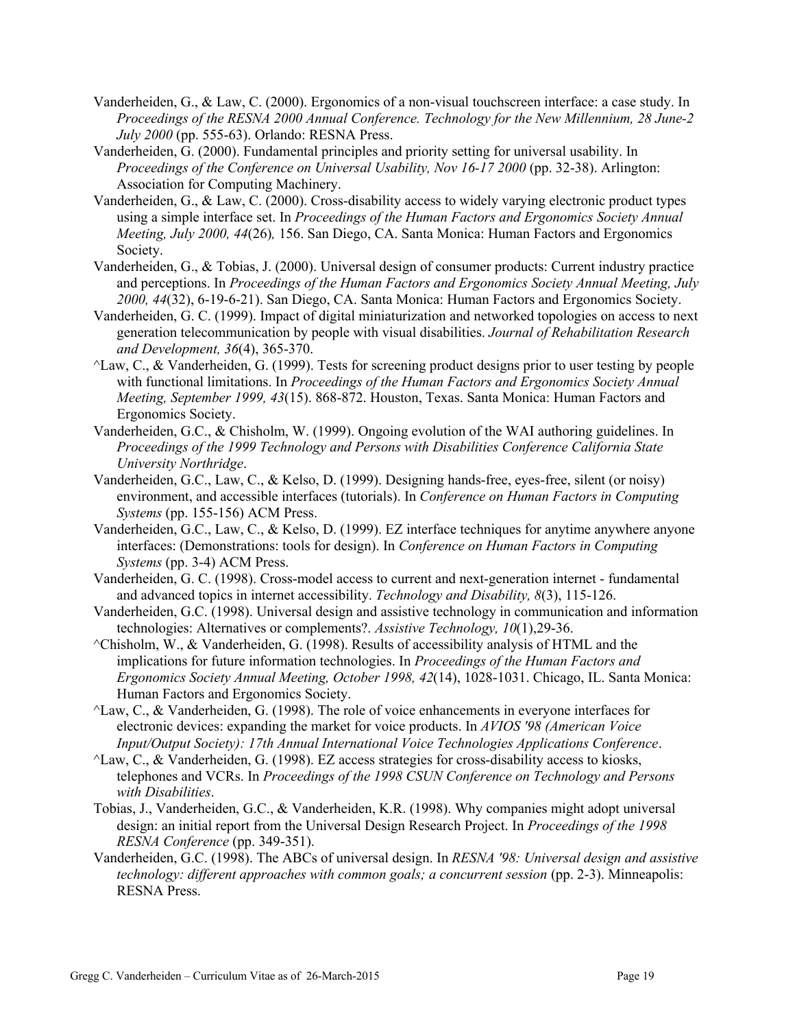Vanderheiden, G., & Law, C. (2000). Ergonomics of a non-visual touchscreen interface: a case study. In *Proceedings of the RESNA 2000 Annual Conference. Technology for the New Millennium, 28 June-2 July 2000* (pp. 555-63). Orlando: RESNA Press.

Vanderheiden, G. (2000). Fundamental principles and priority setting for universal usability. In *Proceedings of the Conference on Universal Usability, Nov 16-17 2000* (pp. 32-38). Arlington: Association for Computing Machinery.

Vanderheiden, G., & Law, C. (2000). Cross-disability access to widely varying electronic product types using a simple interface set. In *Proceedings of the Human Factors and Ergonomics Society Annual Meeting, July 2000, 44*(26)*,* 156. San Diego, CA. Santa Monica: Human Factors and Ergonomics Society.

Vanderheiden, G., & Tobias, J. (2000). Universal design of consumer products: Current industry practice and perceptions. In *Proceedings of the Human Factors and Ergonomics Society Annual Meeting, July 2000, 44*(32), 6-19-6-21). San Diego, CA. Santa Monica: Human Factors and Ergonomics Society.

Vanderheiden, G. C. (1999). Impact of digital miniaturization and networked topologies on access to next generation telecommunication by people with visual disabilities. *Journal of Rehabilitation Research and Development, 36*(4), 365-370.

^Law, C., & Vanderheiden, G. (1999). Tests for screening product designs prior to user testing by people with functional limitations. In *Proceedings of the Human Factors and Ergonomics Society Annual Meeting, September 1999, 43*(15). 868-872. Houston, Texas. Santa Monica: Human Factors and Ergonomics Society.

Vanderheiden, G.C., & Chisholm, W. (1999). Ongoing evolution of the WAI authoring guidelines. In *Proceedings of the 1999 Technology and Persons with Disabilities Conference California State University Northridge*.

Vanderheiden, G.C., Law, C., & Kelso, D. (1999). Designing hands-free, eyes-free, silent (or noisy) environment, and accessible interfaces (tutorials). In *Conference on Human Factors in Computing Systems* (pp. 155-156) ACM Press.

Vanderheiden, G.C., Law, C., & Kelso, D. (1999). EZ interface techniques for anytime anywhere anyone interfaces: (Demonstrations: tools for design). In *Conference on Human Factors in Computing Systems* (pp. 3-4) ACM Press.

Vanderheiden, G. C. (1998). Cross-model access to current and next-generation internet - fundamental and advanced topics in internet accessibility. *Technology and Disability, 8*(3), 115-126.

Vanderheiden, G.C. (1998). Universal design and assistive technology in communication and information technologies: Alternatives or complements?. *Assistive Technology, 10*(1),29-36.

^Chisholm, W., & Vanderheiden, G. (1998). Results of accessibility analysis of HTML and the implications for future information technologies. In *Proceedings of the Human Factors and Ergonomics Society Annual Meeting, October 1998, 42*(14), 1028-1031. Chicago, IL. Santa Monica: Human Factors and Ergonomics Society.

^Law, C., & Vanderheiden, G. (1998). The role of voice enhancements in everyone interfaces for electronic devices: expanding the market for voice products. In *AVIOS '98 (American Voice Input/Output Society): 17th Annual International Voice Technologies Applications Conference*.

^Law, C., & Vanderheiden, G. (1998). EZ access strategies for cross-disability access to kiosks, telephones and VCRs. In *Proceedings of the 1998 CSUN Conference on Technology and Persons with Disabilities*.

Tobias, J., Vanderheiden, G.C., & Vanderheiden, K.R. (1998). Why companies might adopt universal design: an initial report from the Universal Design Research Project. In *Proceedings of the 1998 RESNA Conference* (pp. 349-351).

Vanderheiden, G.C. (1998). The ABCs of universal design. In *RESNA '98: Universal design and assistive technology: different approaches with common goals; a concurrent session* (pp. 2-3). Minneapolis: RESNA Press.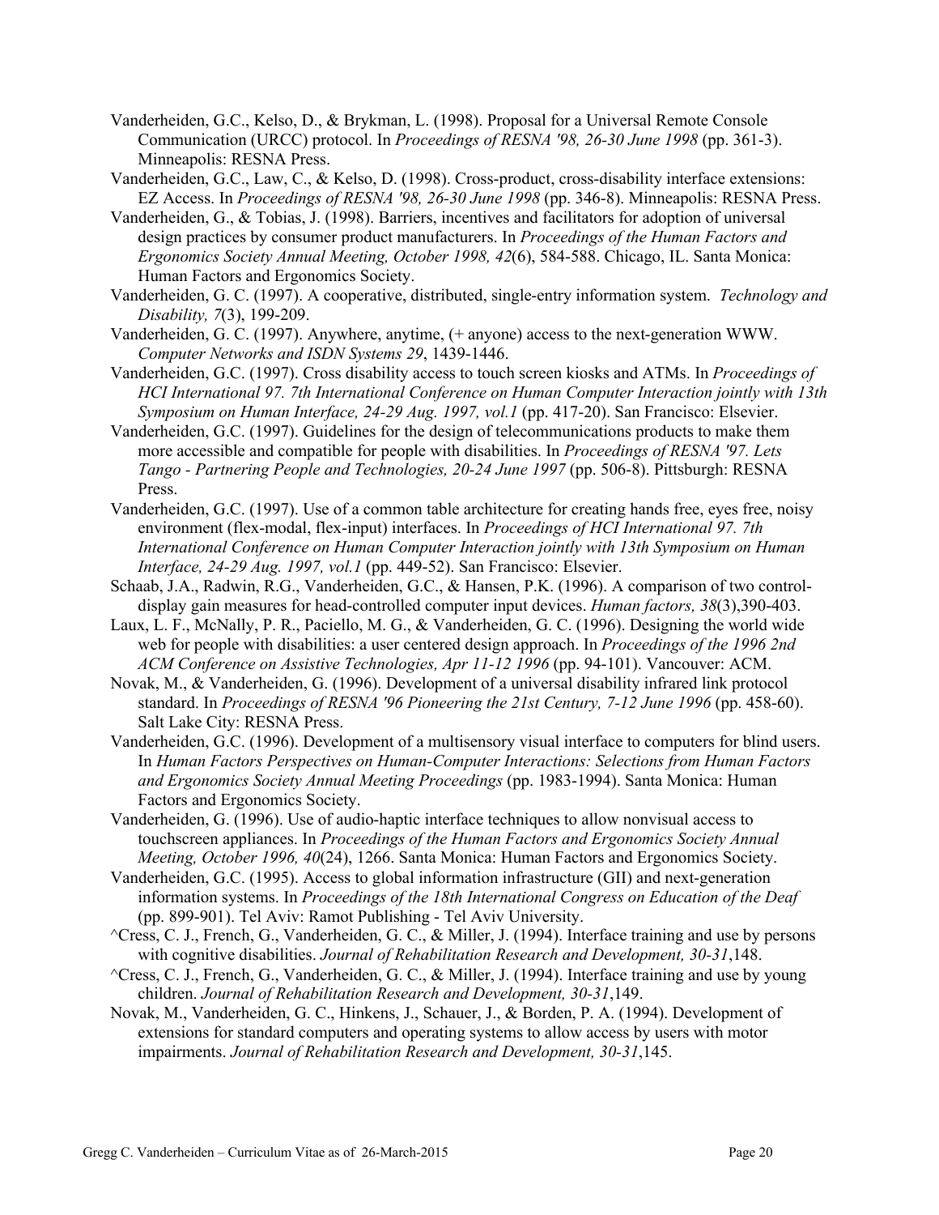Vanderheiden, G.C., Kelso, D., & Brykman, L. (1998). Proposal for a Universal Remote Console Communication (URCC) protocol. In *Proceedings of RESNA '98, 26-30 June 1998* (pp. 361-3). Minneapolis: RESNA Press.

Vanderheiden, G.C., Law, C., & Kelso, D. (1998). Cross-product, cross-disability interface extensions: EZ Access. In *Proceedings of RESNA '98, 26-30 June 1998* (pp. 346-8). Minneapolis: RESNA Press.

Vanderheiden, G., & Tobias, J. (1998). Barriers, incentives and facilitators for adoption of universal design practices by consumer product manufacturers. In *Proceedings of the Human Factors and Ergonomics Society Annual Meeting, October 1998, 42*(6), 584-588. Chicago, IL. Santa Monica: Human Factors and Ergonomics Society.

Vanderheiden, G. C. (1997). A cooperative, distributed, single-entry information system. *Technology and Disability, 7*(3), 199-209.

Vanderheiden, G. C. (1997). Anywhere, anytime, (+ anyone) access to the next-generation WWW. *Computer Networks and ISDN Systems 29*, 1439-1446.

Vanderheiden, G.C. (1997). Cross disability access to touch screen kiosks and ATMs. In *Proceedings of HCI International 97. 7th International Conference on Human Computer Interaction jointly with 13th Symposium on Human Interface, 24-29 Aug. 1997, vol.1* (pp. 417-20). San Francisco: Elsevier.

Vanderheiden, G.C. (1997). Guidelines for the design of telecommunications products to make them more accessible and compatible for people with disabilities. In *Proceedings of RESNA '97. Lets Tango - Partnering People and Technologies, 20-24 June 1997* (pp. 506-8). Pittsburgh: RESNA Press.

Vanderheiden, G.C. (1997). Use of a common table architecture for creating hands free, eyes free, noisy environment (flex-modal, flex-input) interfaces. In *Proceedings of HCI International 97. 7th International Conference on Human Computer Interaction jointly with 13th Symposium on Human Interface, 24-29 Aug. 1997, vol.1* (pp. 449-52). San Francisco: Elsevier.

Schaab, J.A., Radwin, R.G., Vanderheiden, G.C., & Hansen, P.K. (1996). A comparison of two control-display gain measures for head-controlled computer input devices. *Human factors, 38*(3),390-403.

Laux, L. F., McNally, P. R., Paciello, M. G., & Vanderheiden, G. C. (1996). Designing the world wide web for people with disabilities: a user centered design approach. In *Proceedings of the 1996 2nd ACM Conference on Assistive Technologies, Apr 11-12 1996* (pp. 94-101). Vancouver: ACM.

Novak, M., & Vanderheiden, G. (1996). Development of a universal disability infrared link protocol standard. In *Proceedings of RESNA '96 Pioneering the 21st Century, 7-12 June 1996* (pp. 458-60). Salt Lake City: RESNA Press.

Vanderheiden, G.C. (1996). Development of a multisensory visual interface to computers for blind users. In *Human Factors Perspectives on Human-Computer Interactions: Selections from Human Factors and Ergonomics Society Annual Meeting Proceedings* (pp. 1983-1994). Santa Monica: Human Factors and Ergonomics Society.

Vanderheiden, G. (1996). Use of audio-haptic interface techniques to allow nonvisual access to touchscreen appliances. In *Proceedings of the Human Factors and Ergonomics Society Annual Meeting, October 1996, 40*(24), 1266. Santa Monica: Human Factors and Ergonomics Society.

Vanderheiden, G.C. (1995). Access to global information infrastructure (GII) and next-generation information systems. In *Proceedings of the 18th International Congress on Education of the Deaf* (pp. 899-901). Tel Aviv: Ramot Publishing - Tel Aviv University.

^Cress, C. J., French, G., Vanderheiden, G. C., & Miller, J. (1994). Interface training and use by persons with cognitive disabilities. *Journal of Rehabilitation Research and Development, 30-31*,148.

^Cress, C. J., French, G., Vanderheiden, G. C., & Miller, J. (1994). Interface training and use by young children. *Journal of Rehabilitation Research and Development, 30-31*,149.

Novak, M., Vanderheiden, G. C., Hinkens, J., Schauer, J., & Borden, P. A. (1994). Development of extensions for standard computers and operating systems to allow access by users with motor impairments. *Journal of Rehabilitation Research and Development, 30-31*,145.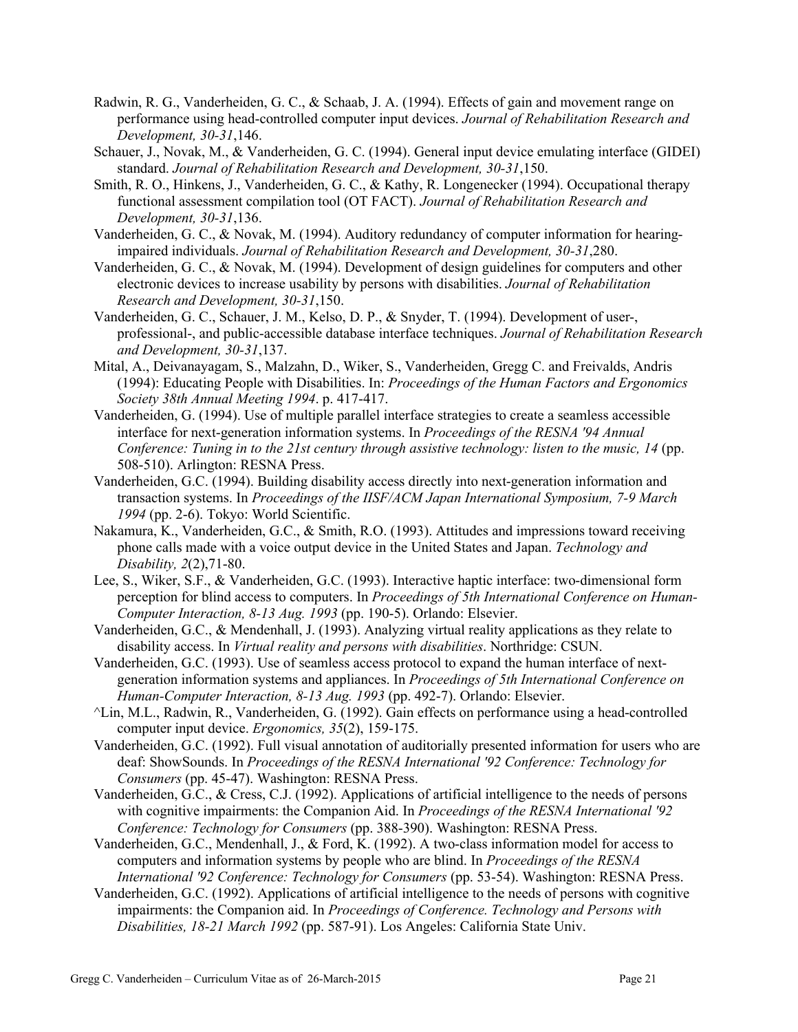Radwin, R. G., Vanderheiden, G. C., & Schaab, J. A. (1994). Effects of gain and movement range on performance using head-controlled computer input devices. *Journal of Rehabilitation Research and Development, 30-31*,146.

Schauer, J., Novak, M., & Vanderheiden, G. C. (1994). General input device emulating interface (GIDEI) standard. *Journal of Rehabilitation Research and Development, 30-31*,150.

Smith, R. O., Hinkens, J., Vanderheiden, G. C., & Kathy, R. Longenecker (1994). Occupational therapy functional assessment compilation tool (OT FACT). *Journal of Rehabilitation Research and Development, 30-31*,136.

Vanderheiden, G. C., & Novak, M. (1994). Auditory redundancy of computer information for hearing-impaired individuals. *Journal of Rehabilitation Research and Development, 30-31*,280.

Vanderheiden, G. C., & Novak, M. (1994). Development of design guidelines for computers and other electronic devices to increase usability by persons with disabilities. *Journal of Rehabilitation Research and Development, 30-31*,150.

Vanderheiden, G. C., Schauer, J. M., Kelso, D. P., & Snyder, T. (1994). Development of user-, professional-, and public-accessible database interface techniques. *Journal of Rehabilitation Research and Development, 30-31*,137.

Mital, A., Deivanayagam, S., Malzahn, D., Wiker, S., Vanderheiden, Gregg C. and Freivalds, Andris (1994): Educating People with Disabilities. In: *Proceedings of the Human Factors and Ergonomics Society 38th Annual Meeting 1994*. p. 417-417.

Vanderheiden, G. (1994). Use of multiple parallel interface strategies to create a seamless accessible interface for next-generation information systems. In *Proceedings of the RESNA '94 Annual Conference: Tuning in to the 21st century through assistive technology: listen to the music, 14* (pp. 508-510). Arlington: RESNA Press.

Vanderheiden, G.C. (1994). Building disability access directly into next-generation information and transaction systems. In *Proceedings of the IISF/ACM Japan International Symposium, 7-9 March 1994* (pp. 2-6). Tokyo: World Scientific.

Nakamura, K., Vanderheiden, G.C., & Smith, R.O. (1993). Attitudes and impressions toward receiving phone calls made with a voice output device in the United States and Japan. *Technology and Disability, 2*(2),71-80.

Lee, S., Wiker, S.F., & Vanderheiden, G.C. (1993). Interactive haptic interface: two-dimensional form perception for blind access to computers. In *Proceedings of 5th International Conference on Human-Computer Interaction, 8-13 Aug. 1993* (pp. 190-5). Orlando: Elsevier.

Vanderheiden, G.C., & Mendenhall, J. (1993). Analyzing virtual reality applications as they relate to disability access. In *Virtual reality and persons with disabilities*. Northridge: CSUN.

Vanderheiden, G.C. (1993). Use of seamless access protocol to expand the human interface of next-generation information systems and appliances. In *Proceedings of 5th International Conference on Human-Computer Interaction, 8-13 Aug. 1993* (pp. 492-7). Orlando: Elsevier.

^Lin, M.L., Radwin, R., Vanderheiden, G. (1992). Gain effects on performance using a head-controlled computer input device. *Ergonomics, 35*(2), 159-175.

Vanderheiden, G.C. (1992). Full visual annotation of auditorially presented information for users who are deaf: ShowSounds. In *Proceedings of the RESNA International '92 Conference: Technology for Consumers* (pp. 45-47). Washington: RESNA Press.

Vanderheiden, G.C., & Cress, C.J. (1992). Applications of artificial intelligence to the needs of persons with cognitive impairments: the Companion Aid. In *Proceedings of the RESNA International '92 Conference: Technology for Consumers* (pp. 388-390). Washington: RESNA Press.

Vanderheiden, G.C., Mendenhall, J., & Ford, K. (1992). A two-class information model for access to computers and information systems by people who are blind. In *Proceedings of the RESNA International '92 Conference: Technology for Consumers* (pp. 53-54). Washington: RESNA Press.

Vanderheiden, G.C. (1992). Applications of artificial intelligence to the needs of persons with cognitive impairments: the Companion aid. In *Proceedings of Conference. Technology and Persons with Disabilities, 18-21 March 1992* (pp. 587-91). Los Angeles: California State Univ.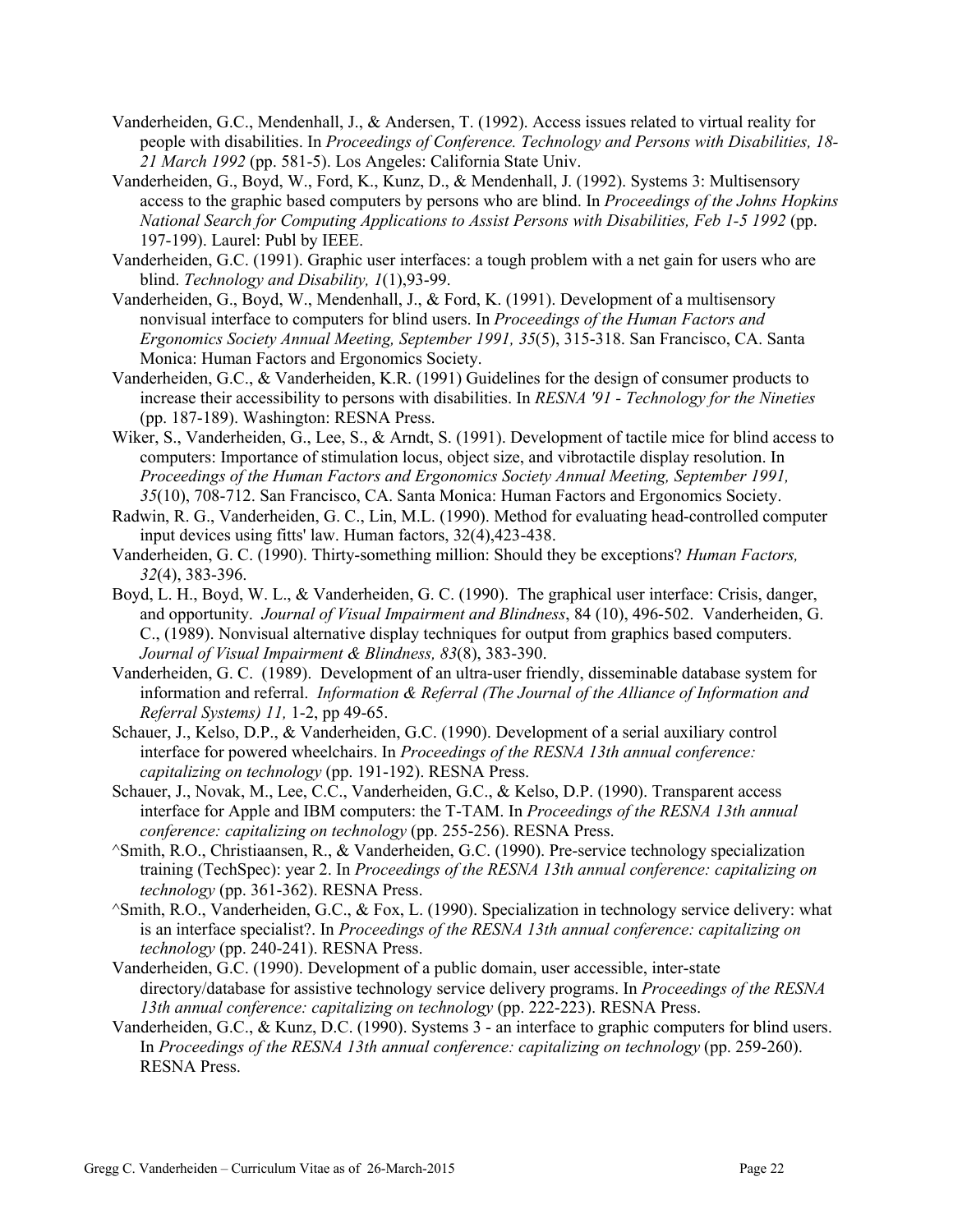Vanderheiden, G.C., Mendenhall, J., & Andersen, T. (1992). Access issues related to virtual reality for people with disabilities. In *Proceedings of Conference. Technology and Persons with Disabilities, 18-21 March 1992* (pp. 581-5). Los Angeles: California State Univ.

Vanderheiden, G., Boyd, W., Ford, K., Kunz, D., & Mendenhall, J. (1992). Systems 3: Multisensory access to the graphic based computers by persons who are blind. In *Proceedings of the Johns Hopkins National Search for Computing Applications to Assist Persons with Disabilities, Feb 1-5 1992* (pp. 197-199). Laurel: Publ by IEEE.

Vanderheiden, G.C. (1991). Graphic user interfaces: a tough problem with a net gain for users who are blind. *Technology and Disability, 1*(1),93-99.

Vanderheiden, G., Boyd, W., Mendenhall, J., & Ford, K. (1991). Development of a multisensory nonvisual interface to computers for blind users. In *Proceedings of the Human Factors and Ergonomics Society Annual Meeting, September 1991, 35*(5), 315-318. San Francisco, CA. Santa Monica: Human Factors and Ergonomics Society.

Vanderheiden, G.C., & Vanderheiden, K.R. (1991) Guidelines for the design of consumer products to increase their accessibility to persons with disabilities. In *RESNA '91 - Technology for the Nineties* (pp. 187-189). Washington: RESNA Press.

Wiker, S., Vanderheiden, G., Lee, S., & Arndt, S. (1991). Development of tactile mice for blind access to computers: Importance of stimulation locus, object size, and vibrotactile display resolution. In *Proceedings of the Human Factors and Ergonomics Society Annual Meeting, September 1991, 35*(10), 708-712. San Francisco, CA. Santa Monica: Human Factors and Ergonomics Society.

Radwin, R. G., Vanderheiden, G. C., Lin, M.L. (1990). Method for evaluating head-controlled computer input devices using fitts' law. Human factors, 32(4),423-438.

Vanderheiden, G. C. (1990). Thirty-something million: Should they be exceptions? *Human Factors, 32*(4), 383-396.

Boyd, L. H., Boyd, W. L., & Vanderheiden, G. C. (1990). The graphical user interface: Crisis, danger, and opportunity. *Journal of Visual Impairment and Blindness*, 84 (10), 496-502. Vanderheiden, G. C., (1989). Nonvisual alternative display techniques for output from graphics based computers. *Journal of Visual Impairment & Blindness, 83*(8), 383-390.

Vanderheiden, G. C. (1989). Development of an ultra-user friendly, disseminable database system for information and referral. *Information & Referral (The Journal of the Alliance of Information and Referral Systems) 11,* 1-2, pp 49-65.

Schauer, J., Kelso, D.P., & Vanderheiden, G.C. (1990). Development of a serial auxiliary control interface for powered wheelchairs. In *Proceedings of the RESNA 13th annual conference: capitalizing on technology* (pp. 191-192). RESNA Press.

Schauer, J., Novak, M., Lee, C.C., Vanderheiden, G.C., & Kelso, D.P. (1990). Transparent access interface for Apple and IBM computers: the T-TAM. In *Proceedings of the RESNA 13th annual conference: capitalizing on technology* (pp. 255-256). RESNA Press.

^Smith, R.O., Christiaansen, R., & Vanderheiden, G.C. (1990). Pre-service technology specialization training (TechSpec): year 2. In *Proceedings of the RESNA 13th annual conference: capitalizing on technology* (pp. 361-362). RESNA Press.

^Smith, R.O., Vanderheiden, G.C., & Fox, L. (1990). Specialization in technology service delivery: what is an interface specialist?. In *Proceedings of the RESNA 13th annual conference: capitalizing on technology* (pp. 240-241). RESNA Press.

Vanderheiden, G.C. (1990). Development of a public domain, user accessible, inter-state directory/database for assistive technology service delivery programs. In *Proceedings of the RESNA 13th annual conference: capitalizing on technology* (pp. 222-223). RESNA Press.

Vanderheiden, G.C., & Kunz, D.C. (1990). Systems 3 - an interface to graphic computers for blind users. In *Proceedings of the RESNA 13th annual conference: capitalizing on technology* (pp. 259-260). RESNA Press.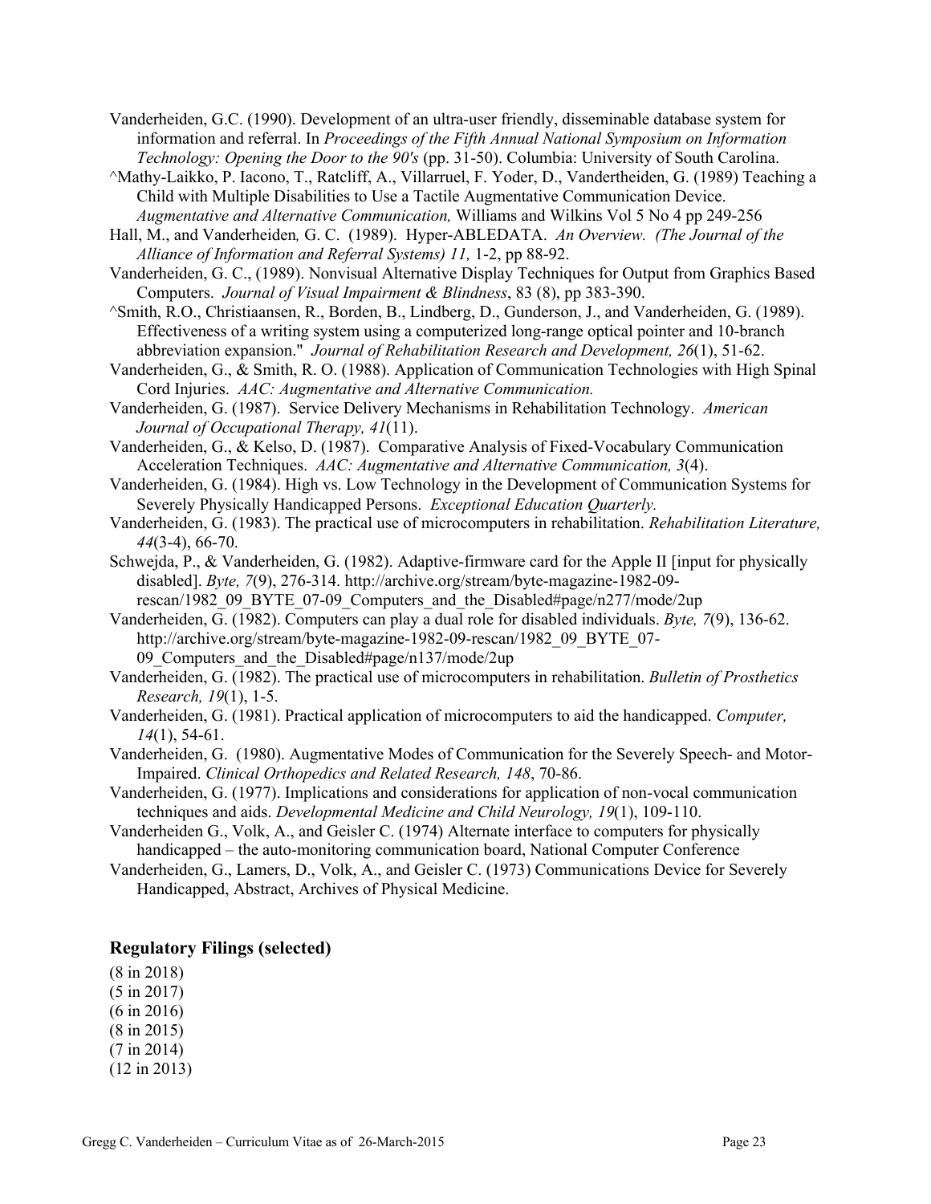Vanderheiden, G.C. (1990). Development of an ultra-user friendly, disseminable database system for information and referral. In *Proceedings of the Fifth Annual National Symposium on Information Technology: Opening the Door to the 90's* (pp. 31-50). Columbia: University of South Carolina.

^Mathy-Laikko, P. Iacono, T., Ratcliff, A., Villarruel, F. Yoder, D., Vandertheiden, G. (1989) Teaching a Child with Multiple Disabilities to Use a Tactile Augmentative Communication Device. *Augmentative and Alternative Communication,* Williams and Wilkins Vol 5 No 4 pp 249-256

Hall, M., and Vanderheiden*,* G. C. (1989). Hyper-ABLEDATA. *An Overview. (The Journal of the Alliance of Information and Referral Systems) 11,* 1-2, pp 88-92.

Vanderheiden, G. C., (1989). Nonvisual Alternative Display Techniques for Output from Graphics Based Computers. *Journal of Visual Impairment & Blindness*, 83 (8), pp 383-390.

^Smith, R.O., Christiaansen, R., Borden, B., Lindberg, D., Gunderson, J., and Vanderheiden, G. (1989). Effectiveness of a writing system using a computerized long-range optical pointer and 10-branch abbreviation expansion." *Journal of Rehabilitation Research and Development, 26*(1), 51-62.

Vanderheiden, G., & Smith, R. O. (1988). Application of Communication Technologies with High Spinal Cord Injuries. *AAC: Augmentative and Alternative Communication.*

Vanderheiden, G. (1987). Service Delivery Mechanisms in Rehabilitation Technology. *American Journal of Occupational Therapy, 41*(11).

Vanderheiden, G., & Kelso, D. (1987). Comparative Analysis of Fixed-Vocabulary Communication Acceleration Techniques. *AAC: Augmentative and Alternative Communication, 3*(4).

Vanderheiden, G. (1984). High vs. Low Technology in the Development of Communication Systems for Severely Physically Handicapped Persons. *Exceptional Education Quarterly.*

Vanderheiden, G. (1983). The practical use of microcomputers in rehabilitation. *Rehabilitation Literature, 44*(3-4), 66-70.

Schwejda, P., & Vanderheiden, G. (1982). Adaptive-firmware card for the Apple II [input for physically disabled]. *Byte, 7*(9), 276-314. http://archive.org/stream/byte-magazine-1982-09-rescan/1982_09_BYTE_07-09_Computers_and_the_Disabled#page/n277/mode/2up

Vanderheiden, G. (1982). Computers can play a dual role for disabled individuals. *Byte, 7*(9), 136-62. http://archive.org/stream/byte-magazine-1982-09-rescan/1982_09_BYTE_07-09_Computers_and_the_Disabled#page/n137/mode/2up

Vanderheiden, G. (1982). The practical use of microcomputers in rehabilitation. *Bulletin of Prosthetics Research, 19*(1), 1-5.

Vanderheiden, G. (1981). Practical application of microcomputers to aid the handicapped. *Computer, 14*(1), 54-61.

Vanderheiden, G. (1980). Augmentative Modes of Communication for the Severely Speech- and Motor-Impaired. *Clinical Orthopedics and Related Research, 148*, 70-86.

Vanderheiden, G. (1977). Implications and considerations for application of non-vocal communication techniques and aids. *Developmental Medicine and Child Neurology, 19*(1), 109-110.

Vanderheiden G., Volk, A., and Geisler C. (1974) Alternate interface to computers for physically handicapped – the auto-monitoring communication board, National Computer Conference

Vanderheiden, G., Lamers, D., Volk, A., and Geisler C. (1973) Communications Device for Severely Handicapped, Abstract, Archives of Physical Medicine.

## Regulatory Filings (selected)

(8 in 2018)
(5 in 2017)
(6 in 2016)
(8 in 2015)
(7 in 2014)
(12 in 2013)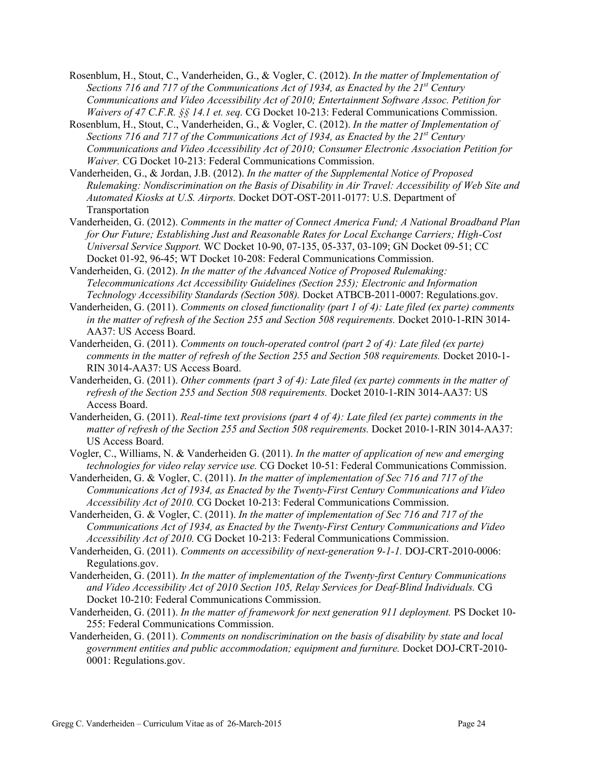Rosenblum, H., Stout, C., Vanderheiden, G., & Vogler, C. (2012). *In the matter of Implementation of Sections 716 and 717 of the Communications Act of 1934, as Enacted by the 21st Century Communications and Video Accessibility Act of 2010; Entertainment Software Assoc. Petition for Waivers of 47 C.F.R. §§ 14.1 et. seq.* CG Docket 10-213: Federal Communications Commission.

Rosenblum, H., Stout, C., Vanderheiden, G., & Vogler, C. (2012). *In the matter of Implementation of Sections 716 and 717 of the Communications Act of 1934, as Enacted by the 21st Century Communications and Video Accessibility Act of 2010; Consumer Electronic Association Petition for Waiver.* CG Docket 10-213: Federal Communications Commission.

Vanderheiden, G., & Jordan, J.B. (2012). *In the matter of the Supplemental Notice of Proposed Rulemaking: Nondiscrimination on the Basis of Disability in Air Travel: Accessibility of Web Site and Automated Kiosks at U.S. Airports.* Docket DOT-OST-2011-0177: U.S. Department of Transportation

Vanderheiden, G. (2012). *Comments in the matter of Connect America Fund; A National Broadband Plan for Our Future; Establishing Just and Reasonable Rates for Local Exchange Carriers; High-Cost Universal Service Support.* WC Docket 10-90, 07-135, 05-337, 03-109; GN Docket 09-51; CC Docket 01-92, 96-45; WT Docket 10-208: Federal Communications Commission.

Vanderheiden, G. (2012). *In the matter of the Advanced Notice of Proposed Rulemaking: Telecommunications Act Accessibility Guidelines (Section 255); Electronic and Information Technology Accessibility Standards (Section 508).* Docket ATBCB-2011-0007: Regulations.gov.

Vanderheiden, G. (2011). *Comments on closed functionality (part 1 of 4): Late filed (ex parte) comments in the matter of refresh of the Section 255 and Section 508 requirements.* Docket 2010-1-RIN 3014-AA37: US Access Board.

Vanderheiden, G. (2011). *Comments on touch-operated control (part 2 of 4): Late filed (ex parte) comments in the matter of refresh of the Section 255 and Section 508 requirements.* Docket 2010-1-RIN 3014-AA37: US Access Board.

Vanderheiden, G. (2011). *Other comments (part 3 of 4): Late filed (ex parte) comments in the matter of refresh of the Section 255 and Section 508 requirements.* Docket 2010-1-RIN 3014-AA37: US Access Board.

Vanderheiden, G. (2011). *Real-time text provisions (part 4 of 4): Late filed (ex parte) comments in the matter of refresh of the Section 255 and Section 508 requirements.* Docket 2010-1-RIN 3014-AA37: US Access Board.

Vogler, C., Williams, N. & Vanderheiden G. (2011). *In the matter of application of new and emerging technologies for video relay service use.* CG Docket 10-51: Federal Communications Commission.

Vanderheiden, G. & Vogler, C. (2011). *In the matter of implementation of Sec 716 and 717 of the Communications Act of 1934, as Enacted by the Twenty-First Century Communications and Video Accessibility Act of 2010.* CG Docket 10-213: Federal Communications Commission.

Vanderheiden, G. & Vogler, C. (2011). *In the matter of implementation of Sec 716 and 717 of the Communications Act of 1934, as Enacted by the Twenty-First Century Communications and Video Accessibility Act of 2010.* CG Docket 10-213: Federal Communications Commission.

Vanderheiden, G. (2011). *Comments on accessibility of next-generation 9-1-1.* DOJ-CRT-2010-0006: Regulations.gov.

Vanderheiden, G. (2011). *In the matter of implementation of the Twenty-first Century Communications and Video Accessibility Act of 2010 Section 105, Relay Services for Deaf-Blind Individuals.* CG Docket 10-210: Federal Communications Commission.

Vanderheiden, G. (2011). *In the matter of framework for next generation 911 deployment.* PS Docket 10-255: Federal Communications Commission.

Vanderheiden, G. (2011). *Comments on nondiscrimination on the basis of disability by state and local government entities and public accommodation; equipment and furniture.* Docket DOJ-CRT-2010-0001: Regulations.gov.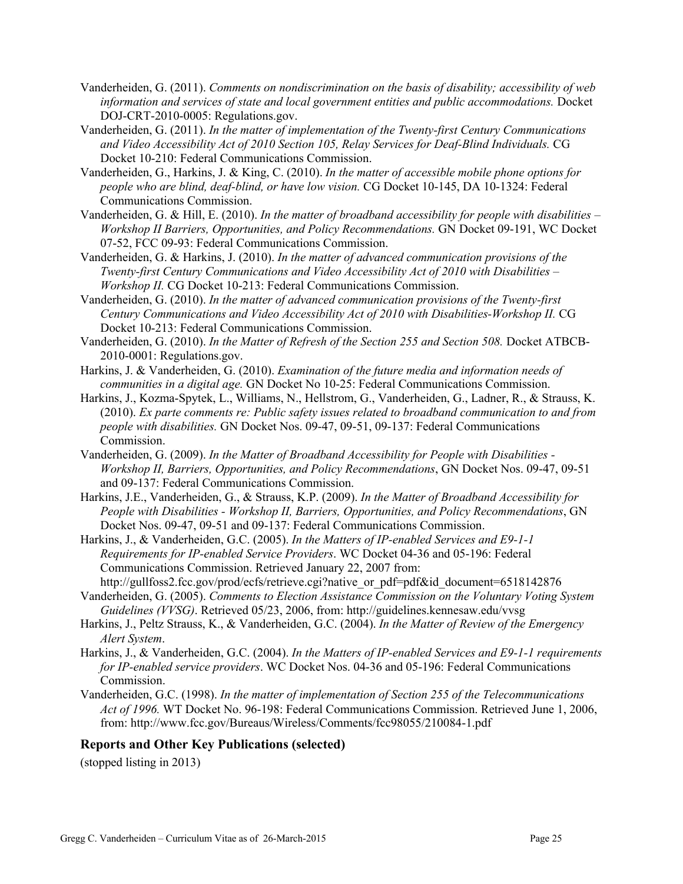Vanderheiden, G. (2011). *Comments on nondiscrimination on the basis of disability; accessibility of web information and services of state and local government entities and public accommodations.* Docket DOJ-CRT-2010-0005: Regulations.gov.

Vanderheiden, G. (2011). *In the matter of implementation of the Twenty-first Century Communications and Video Accessibility Act of 2010 Section 105, Relay Services for Deaf-Blind Individuals.* CG Docket 10-210: Federal Communications Commission.

Vanderheiden, G., Harkins, J. & King, C. (2010). *In the matter of accessible mobile phone options for people who are blind, deaf-blind, or have low vision.* CG Docket 10-145, DA 10-1324: Federal Communications Commission.

Vanderheiden, G. & Hill, E. (2010). *In the matter of broadband accessibility for people with disabilities – Workshop II Barriers, Opportunities, and Policy Recommendations.* GN Docket 09-191, WC Docket 07-52, FCC 09-93: Federal Communications Commission.

Vanderheiden, G. & Harkins, J. (2010). *In the matter of advanced communication provisions of the Twenty-first Century Communications and Video Accessibility Act of 2010 with Disabilities – Workshop II.* CG Docket 10-213: Federal Communications Commission.

Vanderheiden, G. (2010). *In the matter of advanced communication provisions of the Twenty-first Century Communications and Video Accessibility Act of 2010 with Disabilities-Workshop II.* CG Docket 10-213: Federal Communications Commission.

Vanderheiden, G. (2010). *In the Matter of Refresh of the Section 255 and Section 508.* Docket ATBCB-2010-0001: Regulations.gov.

Harkins, J. & Vanderheiden, G. (2010). *Examination of the future media and information needs of communities in a digital age.* GN Docket No 10-25: Federal Communications Commission.

Harkins, J., Kozma-Spytek, L., Williams, N., Hellstrom, G., Vanderheiden, G., Ladner, R., & Strauss, K. (2010). *Ex parte comments re: Public safety issues related to broadband communication to and from people with disabilities.* GN Docket Nos. 09-47, 09-51, 09-137: Federal Communications Commission.

Vanderheiden, G. (2009). *In the Matter of Broadband Accessibility for People with Disabilities - Workshop II, Barriers, Opportunities, and Policy Recommendations*, GN Docket Nos. 09-47, 09-51 and 09-137: Federal Communications Commission.

Harkins, J.E., Vanderheiden, G., & Strauss, K.P. (2009). *In the Matter of Broadband Accessibility for People with Disabilities - Workshop II, Barriers, Opportunities, and Policy Recommendations*, GN Docket Nos. 09-47, 09-51 and 09-137: Federal Communications Commission.

Harkins, J., & Vanderheiden, G.C. (2005). *In the Matters of IP-enabled Services and E9-1-1 Requirements for IP-enabled Service Providers*. WC Docket 04-36 and 05-196: Federal Communications Commission. Retrieved January 22, 2007 from: http://gullfoss2.fcc.gov/prod/ecfs/retrieve.cgi?native_or_pdf=pdf&id_document=6518142876

Vanderheiden, G. (2005). *Comments to Election Assistance Commission on the Voluntary Voting System Guidelines (VVSG)*. Retrieved 05/23, 2006, from: http://guidelines.kennesaw.edu/vvsg

Harkins, J., Peltz Strauss, K., & Vanderheiden, G.C. (2004). *In the Matter of Review of the Emergency Alert System*.

Harkins, J., & Vanderheiden, G.C. (2004). *In the Matters of IP-enabled Services and E9-1-1 requirements for IP-enabled service providers*. WC Docket Nos. 04-36 and 05-196: Federal Communications Commission.

Vanderheiden, G.C. (1998). *In the matter of implementation of Section 255 of the Telecommunications Act of 1996.* WT Docket No. 96-198: Federal Communications Commission. Retrieved June 1, 2006, from: http://www.fcc.gov/Bureaus/Wireless/Comments/fcc98055/210084-1.pdf

### Reports and Other Key Publications (selected)

(stopped listing in 2013)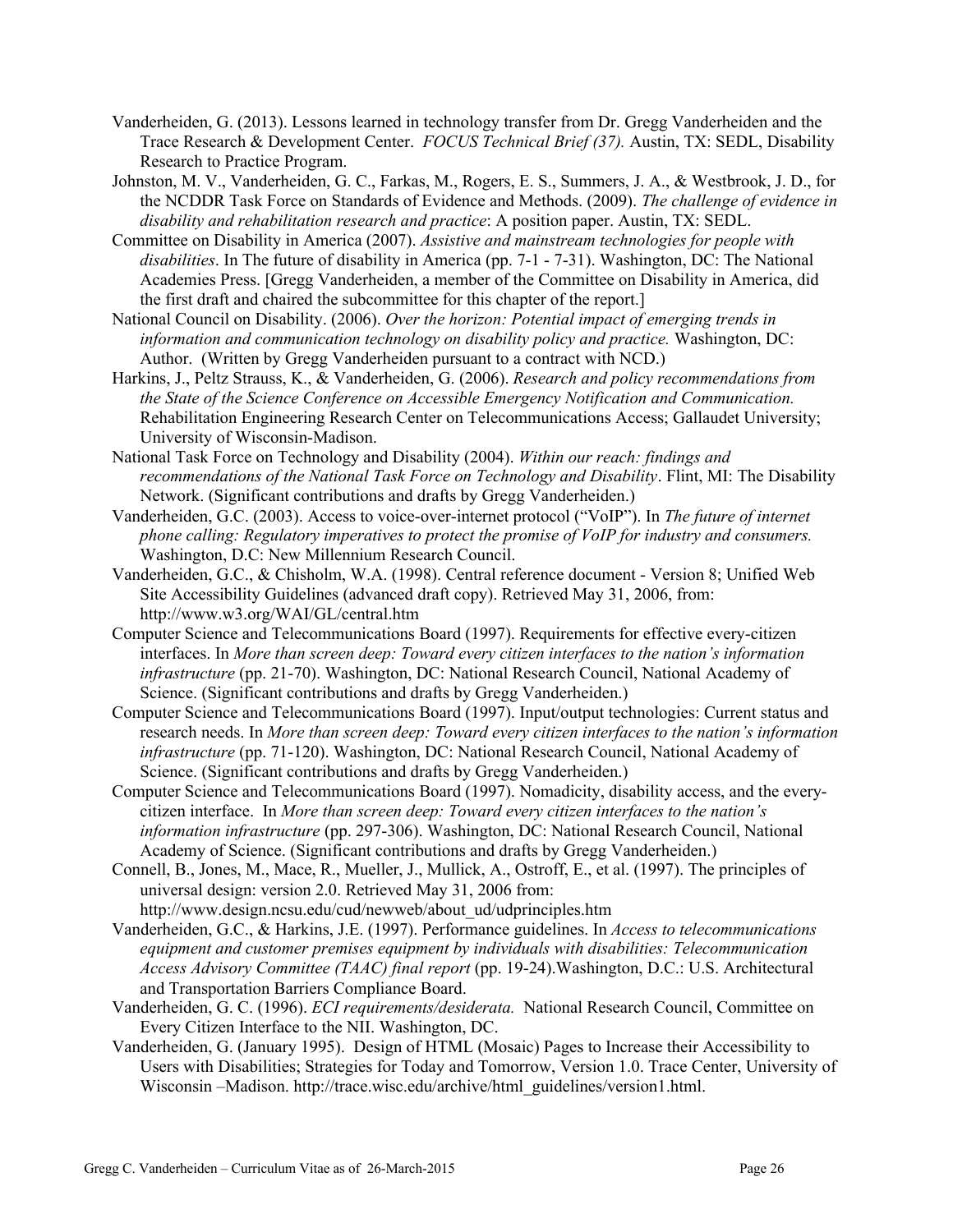Vanderheiden, G. (2013). Lessons learned in technology transfer from Dr. Gregg Vanderheiden and the Trace Research & Development Center. *FOCUS Technical Brief (37).* Austin, TX: SEDL, Disability Research to Practice Program.

Johnston, M. V., Vanderheiden, G. C., Farkas, M., Rogers, E. S., Summers, J. A., & Westbrook, J. D., for the NCDDR Task Force on Standards of Evidence and Methods. (2009). *The challenge of evidence in disability and rehabilitation research and practice*: A position paper. Austin, TX: SEDL.

Committee on Disability in America (2007). *Assistive and mainstream technologies for people with disabilities*. In The future of disability in America (pp. 7-1 - 7-31). Washington, DC: The National Academies Press. [Gregg Vanderheiden, a member of the Committee on Disability in America, did the first draft and chaired the subcommittee for this chapter of the report.]

National Council on Disability. (2006). *Over the horizon: Potential impact of emerging trends in information and communication technology on disability policy and practice.* Washington, DC: Author. (Written by Gregg Vanderheiden pursuant to a contract with NCD.)

Harkins, J., Peltz Strauss, K., & Vanderheiden, G. (2006). *Research and policy recommendations from the State of the Science Conference on Accessible Emergency Notification and Communication.* Rehabilitation Engineering Research Center on Telecommunications Access; Gallaudet University; University of Wisconsin-Madison.

National Task Force on Technology and Disability (2004). *Within our reach: findings and recommendations of the National Task Force on Technology and Disability*. Flint, MI: The Disability Network. (Significant contributions and drafts by Gregg Vanderheiden.)

Vanderheiden, G.C. (2003). Access to voice-over-internet protocol ("VoIP"). In *The future of internet phone calling: Regulatory imperatives to protect the promise of VoIP for industry and consumers.* Washington, D.C: New Millennium Research Council.

Vanderheiden, G.C., & Chisholm, W.A. (1998). Central reference document - Version 8; Unified Web Site Accessibility Guidelines (advanced draft copy). Retrieved May 31, 2006, from: http://www.w3.org/WAI/GL/central.htm

Computer Science and Telecommunications Board (1997). Requirements for effective every-citizen interfaces. In *More than screen deep: Toward every citizen interfaces to the nation's information infrastructure* (pp. 21-70). Washington, DC: National Research Council, National Academy of Science. (Significant contributions and drafts by Gregg Vanderheiden.)

Computer Science and Telecommunications Board (1997). Input/output technologies: Current status and research needs. In *More than screen deep: Toward every citizen interfaces to the nation's information infrastructure* (pp. 71-120). Washington, DC: National Research Council, National Academy of Science. (Significant contributions and drafts by Gregg Vanderheiden.)

Computer Science and Telecommunications Board (1997). Nomadicity, disability access, and the every-citizen interface. In *More than screen deep: Toward every citizen interfaces to the nation's information infrastructure* (pp. 297-306). Washington, DC: National Research Council, National Academy of Science. (Significant contributions and drafts by Gregg Vanderheiden.)

Connell, B., Jones, M., Mace, R., Mueller, J., Mullick, A., Ostroff, E., et al. (1997). The principles of universal design: version 2.0. Retrieved May 31, 2006 from: http://www.design.ncsu.edu/cud/newweb/about_ud/udprinciples.htm

Vanderheiden, G.C., & Harkins, J.E. (1997). Performance guidelines. In *Access to telecommunications equipment and customer premises equipment by individuals with disabilities: Telecommunication Access Advisory Committee (TAAC) final report* (pp. 19-24).Washington, D.C.: U.S. Architectural and Transportation Barriers Compliance Board.

Vanderheiden, G. C. (1996). *ECI requirements/desiderata.* National Research Council, Committee on Every Citizen Interface to the NII. Washington, DC.

Vanderheiden, G. (January 1995). Design of HTML (Mosaic) Pages to Increase their Accessibility to Users with Disabilities; Strategies for Today and Tomorrow, Version 1.0. Trace Center, University of Wisconsin –Madison. http://trace.wisc.edu/archive/html_guidelines/version1.html.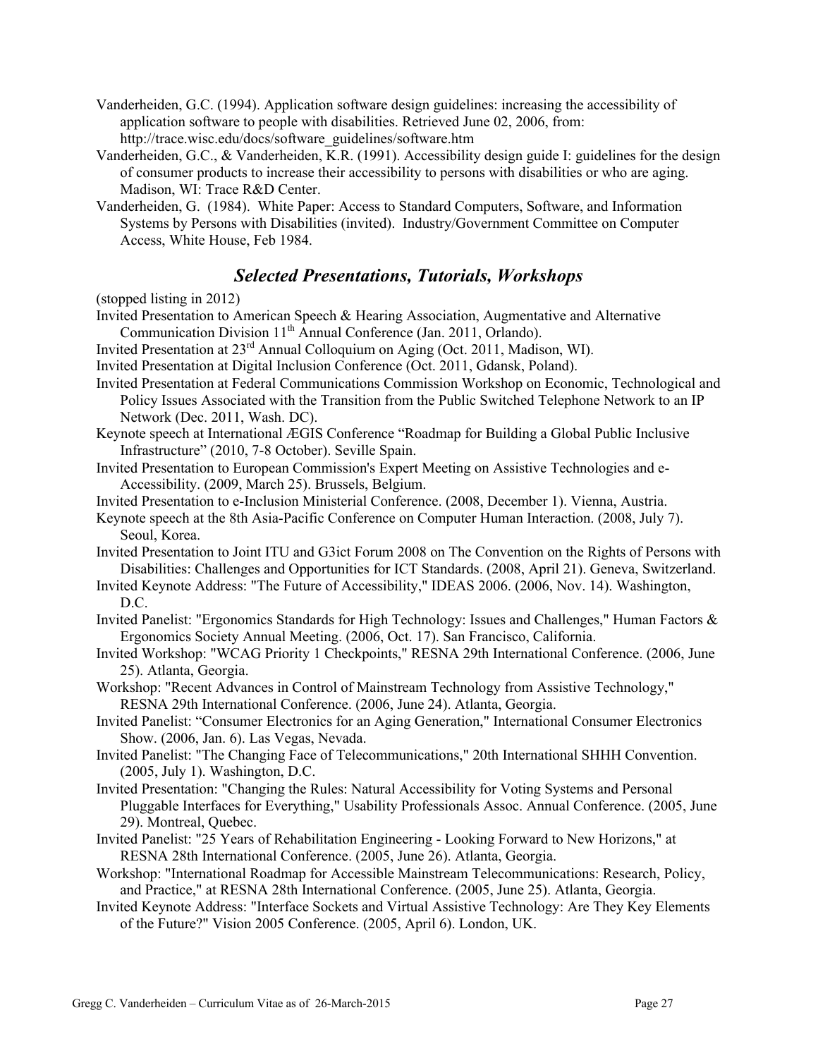Vanderheiden, G.C. (1994). Application software design guidelines: increasing the accessibility of application software to people with disabilities. Retrieved June 02, 2006, from: http://trace.wisc.edu/docs/software_guidelines/software.htm

Vanderheiden, G.C., & Vanderheiden, K.R. (1991). Accessibility design guide I: guidelines for the design of consumer products to increase their accessibility to persons with disabilities or who are aging. Madison, WI: Trace R&D Center.

Vanderheiden, G. (1984). White Paper: Access to Standard Computers, Software, and Information Systems by Persons with Disabilities (invited). Industry/Government Committee on Computer Access, White House, Feb 1984.

## *Selected Presentations, Tutorials, Workshops*

(stopped listing in 2012)

Invited Presentation to American Speech & Hearing Association, Augmentative and Alternative Communication Division 11th Annual Conference (Jan. 2011, Orlando).

Invited Presentation at 23rd Annual Colloquium on Aging (Oct. 2011, Madison, WI).

Invited Presentation at Digital Inclusion Conference (Oct. 2011, Gdansk, Poland).

Invited Presentation at Federal Communications Commission Workshop on Economic, Technological and Policy Issues Associated with the Transition from the Public Switched Telephone Network to an IP Network (Dec. 2011, Wash. DC).

Keynote speech at International ÆGIS Conference "Roadmap for Building a Global Public Inclusive Infrastructure" (2010, 7-8 October). Seville Spain.

Invited Presentation to European Commission's Expert Meeting on Assistive Technologies and e-Accessibility. (2009, March 25). Brussels, Belgium.

Invited Presentation to e-Inclusion Ministerial Conference. (2008, December 1). Vienna, Austria.

Keynote speech at the 8th Asia-Pacific Conference on Computer Human Interaction. (2008, July 7). Seoul, Korea.

Invited Presentation to Joint ITU and G3ict Forum 2008 on The Convention on the Rights of Persons with Disabilities: Challenges and Opportunities for ICT Standards. (2008, April 21). Geneva, Switzerland.

Invited Keynote Address: "The Future of Accessibility," IDEAS 2006. (2006, Nov. 14). Washington, D.C.

Invited Panelist: "Ergonomics Standards for High Technology: Issues and Challenges," Human Factors & Ergonomics Society Annual Meeting. (2006, Oct. 17). San Francisco, California.

Invited Workshop: "WCAG Priority 1 Checkpoints," RESNA 29th International Conference. (2006, June 25). Atlanta, Georgia.

Workshop: "Recent Advances in Control of Mainstream Technology from Assistive Technology," RESNA 29th International Conference. (2006, June 24). Atlanta, Georgia.

Invited Panelist: "Consumer Electronics for an Aging Generation," International Consumer Electronics Show. (2006, Jan. 6). Las Vegas, Nevada.

Invited Panelist: "The Changing Face of Telecommunications," 20th International SHHH Convention. (2005, July 1). Washington, D.C.

Invited Presentation: "Changing the Rules: Natural Accessibility for Voting Systems and Personal Pluggable Interfaces for Everything," Usability Professionals Assoc. Annual Conference. (2005, June 29). Montreal, Quebec.

Invited Panelist: "25 Years of Rehabilitation Engineering - Looking Forward to New Horizons," at RESNA 28th International Conference. (2005, June 26). Atlanta, Georgia.

Workshop: "International Roadmap for Accessible Mainstream Telecommunications: Research, Policy, and Practice," at RESNA 28th International Conference. (2005, June 25). Atlanta, Georgia.

Invited Keynote Address: "Interface Sockets and Virtual Assistive Technology: Are They Key Elements of the Future?" Vision 2005 Conference. (2005, April 6). London, UK.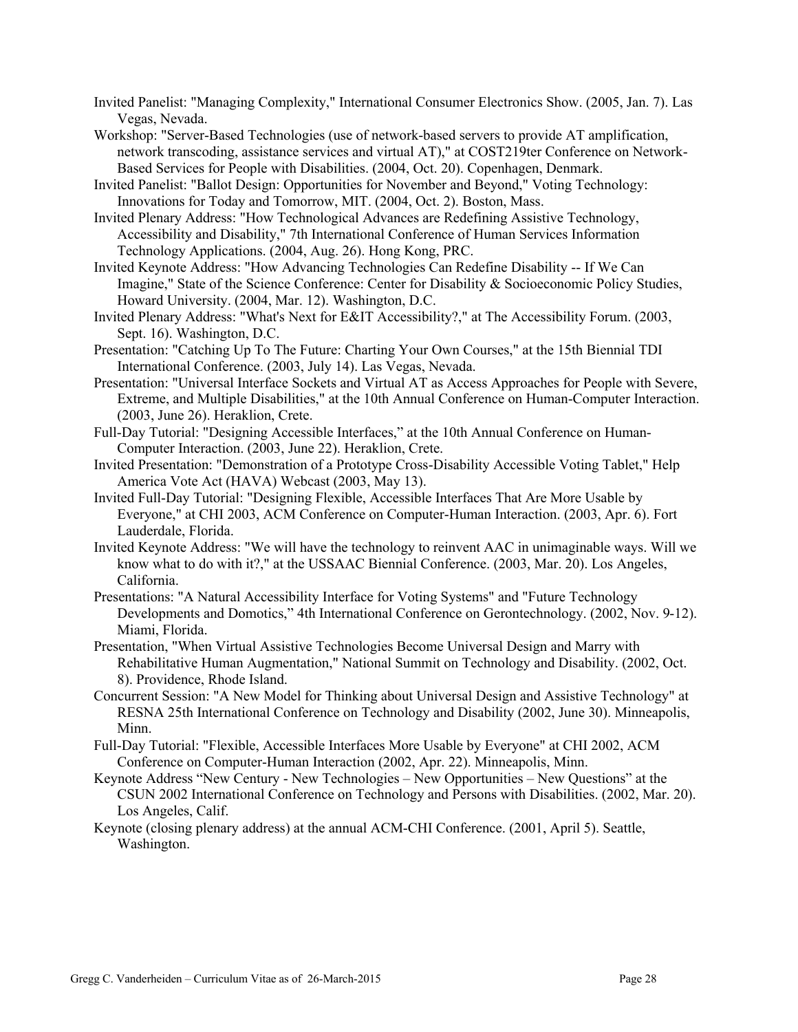Invited Panelist: "Managing Complexity," International Consumer Electronics Show. (2005, Jan. 7). Las Vegas, Nevada.

Workshop: "Server-Based Technologies (use of network-based servers to provide AT amplification, network transcoding, assistance services and virtual AT)," at COST219ter Conference on Network-Based Services for People with Disabilities. (2004, Oct. 20). Copenhagen, Denmark.

Invited Panelist: "Ballot Design: Opportunities for November and Beyond," Voting Technology: Innovations for Today and Tomorrow, MIT. (2004, Oct. 2). Boston, Mass.

Invited Plenary Address: "How Technological Advances are Redefining Assistive Technology, Accessibility and Disability," 7th International Conference of Human Services Information Technology Applications. (2004, Aug. 26). Hong Kong, PRC.

Invited Keynote Address: "How Advancing Technologies Can Redefine Disability -- If We Can Imagine," State of the Science Conference: Center for Disability & Socioeconomic Policy Studies, Howard University. (2004, Mar. 12). Washington, D.C.

Invited Plenary Address: "What's Next for E&IT Accessibility?," at The Accessibility Forum. (2003, Sept. 16). Washington, D.C.

Presentation: "Catching Up To The Future: Charting Your Own Courses," at the 15th Biennial TDI International Conference. (2003, July 14). Las Vegas, Nevada.

Presentation: "Universal Interface Sockets and Virtual AT as Access Approaches for People with Severe, Extreme, and Multiple Disabilities," at the 10th Annual Conference on Human-Computer Interaction. (2003, June 26). Heraklion, Crete.

Full-Day Tutorial: "Designing Accessible Interfaces," at the 10th Annual Conference on Human-Computer Interaction. (2003, June 22). Heraklion, Crete.

Invited Presentation: "Demonstration of a Prototype Cross-Disability Accessible Voting Tablet," Help America Vote Act (HAVA) Webcast (2003, May 13).

Invited Full-Day Tutorial: "Designing Flexible, Accessible Interfaces That Are More Usable by Everyone," at CHI 2003, ACM Conference on Computer-Human Interaction. (2003, Apr. 6). Fort Lauderdale, Florida.

Invited Keynote Address: "We will have the technology to reinvent AAC in unimaginable ways. Will we know what to do with it?," at the USSAAC Biennial Conference. (2003, Mar. 20). Los Angeles, California.

Presentations: "A Natural Accessibility Interface for Voting Systems" and "Future Technology Developments and Domotics," 4th International Conference on Gerontechnology. (2002, Nov. 9-12). Miami, Florida.

Presentation, "When Virtual Assistive Technologies Become Universal Design and Marry with Rehabilitative Human Augmentation," National Summit on Technology and Disability. (2002, Oct. 8). Providence, Rhode Island.

Concurrent Session: "A New Model for Thinking about Universal Design and Assistive Technology" at RESNA 25th International Conference on Technology and Disability (2002, June 30). Minneapolis, Minn.

Full-Day Tutorial: "Flexible, Accessible Interfaces More Usable by Everyone" at CHI 2002, ACM Conference on Computer-Human Interaction (2002, Apr. 22). Minneapolis, Minn.

Keynote Address "New Century - New Technologies – New Opportunities – New Questions" at the CSUN 2002 International Conference on Technology and Persons with Disabilities. (2002, Mar. 20). Los Angeles, Calif.

Keynote (closing plenary address) at the annual ACM-CHI Conference. (2001, April 5). Seattle, Washington.